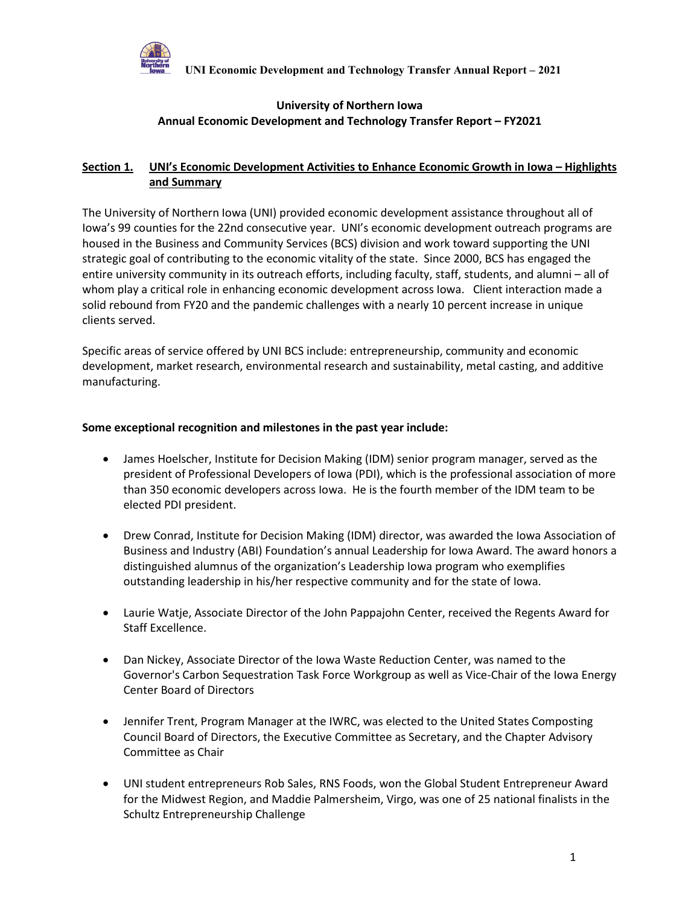# University of Northern Iowa
## Annual Economic Development and Technology Transfer Report – FY2021

## Section 1. UNI's Economic Development Activities to Enhance Economic Growth in Iowa – Highlights and Summary

The University of Northern Iowa (UNI) provided economic development assistance throughout all of Iowa's 99 counties for the 22nd consecutive year. UNI's economic development outreach programs are housed in the Business and Community Services (BCS) division and work toward supporting the UNI strategic goal of contributing to the economic vitality of the state. Since 2000, BCS has engaged the entire university community in its outreach efforts, including faculty, staff, students, and alumni – all of whom play a critical role in enhancing economic development across Iowa. Client interaction made a solid rebound from FY20 and the pandemic challenges with a nearly 10 percent increase in unique clients served.

Specific areas of service offered by UNI BCS include: entrepreneurship, community and economic development, market research, environmental research and sustainability, metal casting, and additive manufacturing.

**Some exceptional recognition and milestones in the past year include:**

- James Hoelscher, Institute for Decision Making (IDM) senior program manager, served as the president of Professional Developers of Iowa (PDI), which is the professional association of more than 350 economic developers across Iowa. He is the fourth member of the IDM team to be elected PDI president.
- Drew Conrad, Institute for Decision Making (IDM) director, was awarded the Iowa Association of Business and Industry (ABI) Foundation's annual Leadership for Iowa Award. The award honors a distinguished alumnus of the organization's Leadership Iowa program who exemplifies outstanding leadership in his/her respective community and for the state of Iowa.
- Laurie Watje, Associate Director of the John Pappajohn Center, received the Regents Award for Staff Excellence.
- Dan Nickey, Associate Director of the Iowa Waste Reduction Center, was named to the Governor's Carbon Sequestration Task Force Workgroup as well as Vice-Chair of the Iowa Energy Center Board of Directors
- Jennifer Trent, Program Manager at the IWRC, was elected to the United States Composting Council Board of Directors, the Executive Committee as Secretary, and the Chapter Advisory Committee as Chair
- UNI student entrepreneurs Rob Sales, RNS Foods, won the Global Student Entrepreneur Award for the Midwest Region, and Maddie Palmersheim, Virgo, was one of 25 national finalists in the Schultz Entrepreneurship Challenge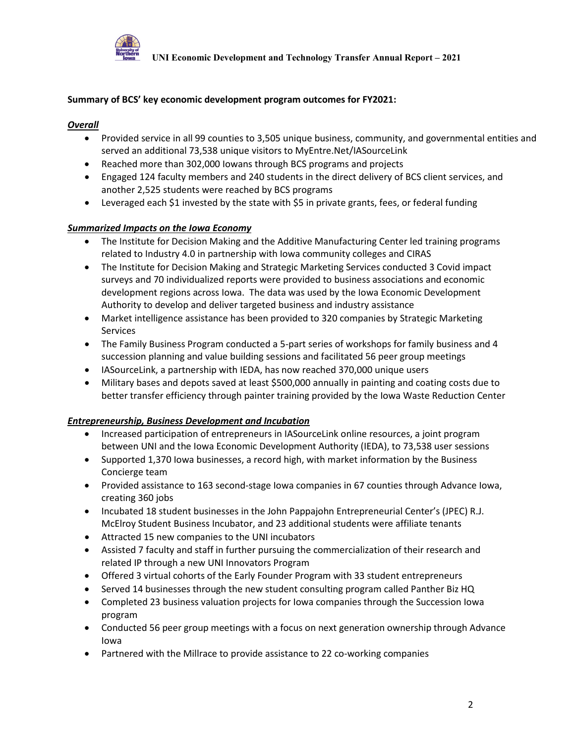**Summary of BCS' key economic development program outcomes for FY2021:**

***Overall***

- Provided service in all 99 counties to 3,505 unique business, community, and governmental entities and served an additional 73,538 unique visitors to MyEntre.Net/IASourceLink
- Reached more than 302,000 Iowans through BCS programs and projects
- Engaged 124 faculty members and 240 students in the direct delivery of BCS client services, and another 2,525 students were reached by BCS programs
- Leveraged each $1 invested by the state with $5 in private grants, fees, or federal funding

***Summarized Impacts on the Iowa Economy***

- The Institute for Decision Making and the Additive Manufacturing Center led training programs related to Industry 4.0 in partnership with Iowa community colleges and CIRAS
- The Institute for Decision Making and Strategic Marketing Services conducted 3 Covid impact surveys and 70 individualized reports were provided to business associations and economic development regions across Iowa. The data was used by the Iowa Economic Development Authority to develop and deliver targeted business and industry assistance
- Market intelligence assistance has been provided to 320 companies by Strategic Marketing Services
- The Family Business Program conducted a 5-part series of workshops for family business and 4 succession planning and value building sessions and facilitated 56 peer group meetings
- IASourceLink, a partnership with IEDA, has now reached 370,000 unique users
- Military bases and depots saved at least $500,000 annually in painting and coating costs due to better transfer efficiency through painter training provided by the Iowa Waste Reduction Center

***Entrepreneurship, Business Development and Incubation***

- Increased participation of entrepreneurs in IASourceLink online resources, a joint program between UNI and the Iowa Economic Development Authority (IEDA), to 73,538 user sessions
- Supported 1,370 Iowa businesses, a record high, with market information by the Business Concierge team
- Provided assistance to 163 second-stage Iowa companies in 67 counties through Advance Iowa, creating 360 jobs
- Incubated 18 student businesses in the John Pappajohn Entrepreneurial Center's (JPEC) R.J. McElroy Student Business Incubator, and 23 additional students were affiliate tenants
- Attracted 15 new companies to the UNI incubators
- Assisted 7 faculty and staff in further pursuing the commercialization of their research and related IP through a new UNI Innovators Program
- Offered 3 virtual cohorts of the Early Founder Program with 33 student entrepreneurs
- Served 14 businesses through the new student consulting program called Panther Biz HQ
- Completed 23 business valuation projects for Iowa companies through the Succession Iowa program
- Conducted 56 peer group meetings with a focus on next generation ownership through Advance Iowa
- Partnered with the Millrace to provide assistance to 22 co-working companies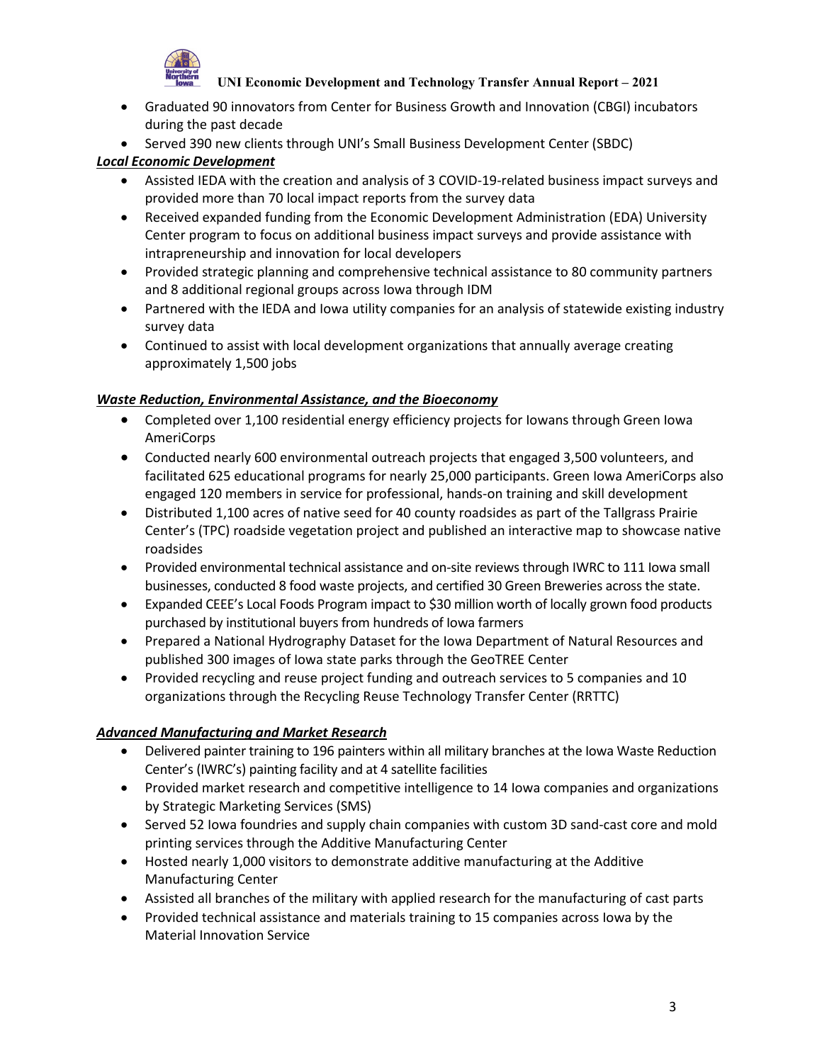- Graduated 90 innovators from Center for Business Growth and Innovation (CBGI) incubators during the past decade
- Served 390 new clients through UNI's Small Business Development Center (SBDC)

***Local Economic Development***

- Assisted IEDA with the creation and analysis of 3 COVID-19-related business impact surveys and provided more than 70 local impact reports from the survey data
- Received expanded funding from the Economic Development Administration (EDA) University Center program to focus on additional business impact surveys and provide assistance with intrapreneurship and innovation for local developers
- Provided strategic planning and comprehensive technical assistance to 80 community partners and 8 additional regional groups across Iowa through IDM
- Partnered with the IEDA and Iowa utility companies for an analysis of statewide existing industry survey data
- Continued to assist with local development organizations that annually average creating approximately 1,500 jobs

***Waste Reduction, Environmental Assistance, and the Bioeconomy***

- Completed over 1,100 residential energy efficiency projects for Iowans through Green Iowa AmeriCorps
- Conducted nearly 600 environmental outreach projects that engaged 3,500 volunteers, and facilitated 625 educational programs for nearly 25,000 participants. Green Iowa AmeriCorps also engaged 120 members in service for professional, hands-on training and skill development
- Distributed 1,100 acres of native seed for 40 county roadsides as part of the Tallgrass Prairie Center's (TPC) roadside vegetation project and published an interactive map to showcase native roadsides
- Provided environmental technical assistance and on-site reviews through IWRC to 111 Iowa small businesses, conducted 8 food waste projects, and certified 30 Green Breweries across the state.
- Expanded CEEE's Local Foods Program impact to $30 million worth of locally grown food products purchased by institutional buyers from hundreds of Iowa farmers
- Prepared a National Hydrography Dataset for the Iowa Department of Natural Resources and published 300 images of Iowa state parks through the GeoTREE Center
- Provided recycling and reuse project funding and outreach services to 5 companies and 10 organizations through the Recycling Reuse Technology Transfer Center (RRTTC)

***Advanced Manufacturing and Market Research***

- Delivered painter training to 196 painters within all military branches at the Iowa Waste Reduction Center's (IWRC's) painting facility and at 4 satellite facilities
- Provided market research and competitive intelligence to 14 Iowa companies and organizations by Strategic Marketing Services (SMS)
- Served 52 Iowa foundries and supply chain companies with custom 3D sand-cast core and mold printing services through the Additive Manufacturing Center
- Hosted nearly 1,000 visitors to demonstrate additive manufacturing at the Additive Manufacturing Center
- Assisted all branches of the military with applied research for the manufacturing of cast parts
- Provided technical assistance and materials training to 15 companies across Iowa by the Material Innovation Service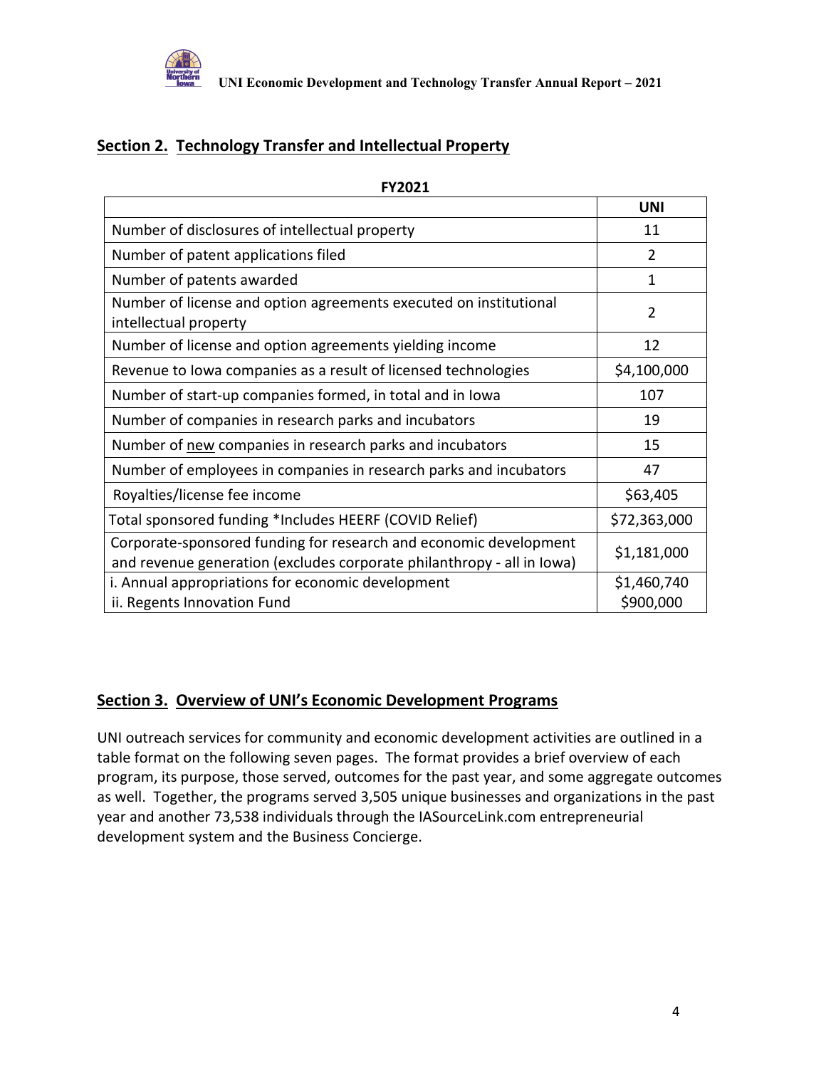## Section 2. Technology Transfer and Intellectual Property

**FY2021**

| | UNI |
|---|---|
| Number of disclosures of intellectual property | 11 |
| Number of patent applications filed | 2 |
| Number of patents awarded | 1 |
| Number of license and option agreements executed on institutional intellectual property | 2 |
| Number of license and option agreements yielding income | 12 |
| Revenue to Iowa companies as a result of licensed technologies | $4,100,000 |
| Number of start-up companies formed, in total and in Iowa | 107 |
| Number of companies in research parks and incubators | 19 |
| Number of <u>new</u> companies in research parks and incubators | 15 |
| Number of employees in companies in research parks and incubators | 47 |
| Royalties/license fee income | $63,405 |
| Total sponsored funding *Includes HEERF (COVID Relief) | $72,363,000 |
| Corporate-sponsored funding for research and economic development and revenue generation (excludes corporate philanthropy - all in Iowa) | $1,181,000 |
| i. Annual appropriations for economic development<br>ii. Regents Innovation Fund | $1,460,740<br>$900,000 |

## Section 3. Overview of UNI's Economic Development Programs

UNI outreach services for community and economic development activities are outlined in a table format on the following seven pages. The format provides a brief overview of each program, its purpose, those served, outcomes for the past year, and some aggregate outcomes as well. Together, the programs served 3,505 unique businesses and organizations in the past year and another 73,538 individuals through the IASourceLink.com entrepreneurial development system and the Business Concierge.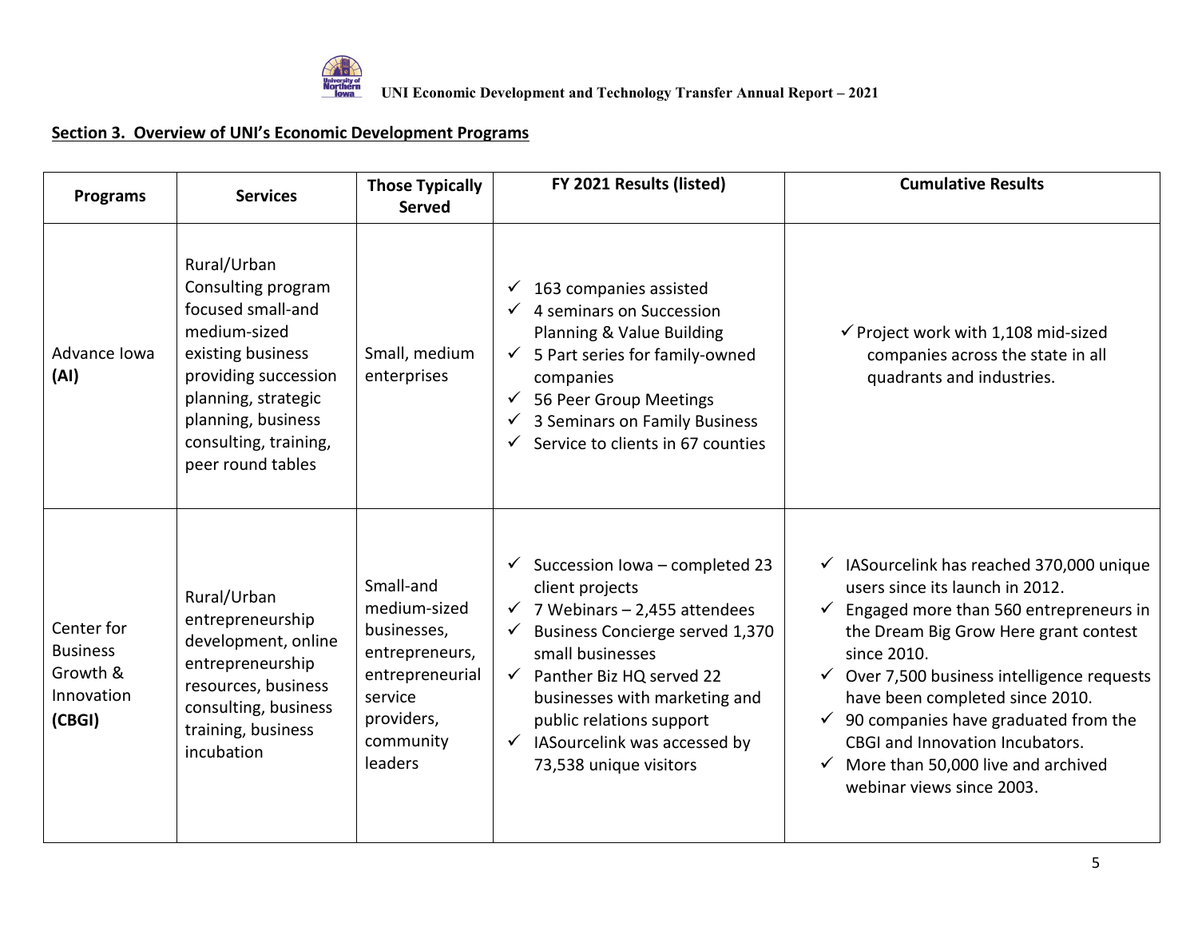## Section 3. Overview of UNI's Economic Development Programs

| Programs | Services | Those Typically Served | FY 2021 Results (listed) | Cumulative Results |
|---|---|---|---|---|
| Advance Iowa **(AI)** | Rural/Urban Consulting program focused small-and medium-sized existing business providing succession planning, strategic planning, business consulting, training, peer round tables | Small, medium enterprises | ✓ 163 companies assisted<br>✓ 4 seminars on Succession Planning & Value Building<br>✓ 5 Part series for family-owned companies<br>✓ 56 Peer Group Meetings<br>✓ 3 Seminars on Family Business<br>✓ Service to clients in 67 counties | ✓ Project work with 1,108 mid-sized companies across the state in all quadrants and industries. |
| Center for Business Growth & Innovation **(CBGI)** | Rural/Urban entrepreneurship development, online entrepreneurship resources, business consulting, business training, business incubation | Small-and medium-sized businesses, entrepreneurs, entrepreneurial service providers, community leaders | ✓ Succession Iowa – completed 23 client projects<br>✓ 7 Webinars – 2,455 attendees<br>✓ Business Concierge served 1,370 small businesses<br>✓ Panther Biz HQ served 22 businesses with marketing and public relations support<br>✓ IASourcelink was accessed by 73,538 unique visitors | ✓ IASourcelink has reached 370,000 unique users since its launch in 2012.<br>✓ Engaged more than 560 entrepreneurs in the Dream Big Grow Here grant contest since 2010.<br>✓ Over 7,500 business intelligence requests have been completed since 2010.<br>✓ 90 companies have graduated from the CBGI and Innovation Incubators.<br>✓ More than 50,000 live and archived webinar views since 2003. |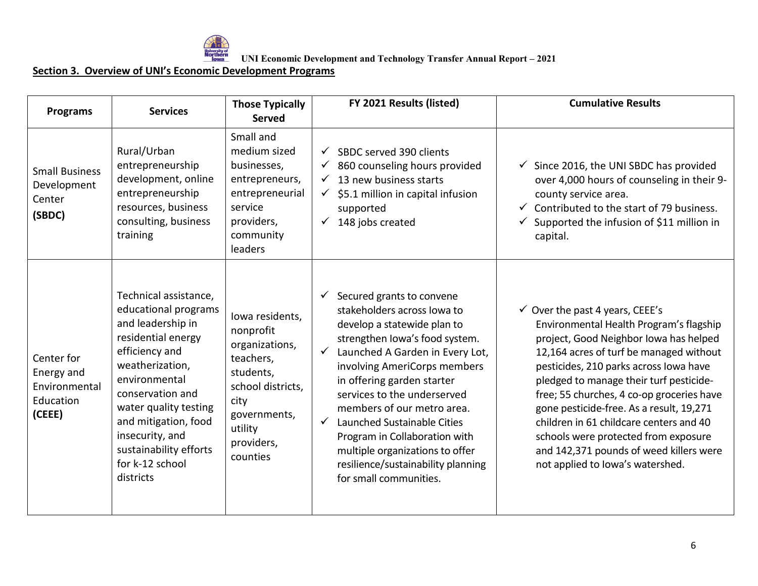## Section 3. Overview of UNI's Economic Development Programs

| Programs | Services | Those Typically Served | FY 2021 Results (listed) | Cumulative Results |
|---|---|---|---|---|
| Small Business Development Center **(SBDC)** | Rural/Urban entrepreneurship development, online entrepreneurship resources, business consulting, business training | Small and medium sized businesses, entrepreneurs, entrepreneurial service providers, community leaders | ✓ SBDC served 390 clients<br>✓ 860 counseling hours provided<br>✓ 13 new business starts<br>✓ $5.1 million in capital infusion supported<br>✓ 148 jobs created | ✓ Since 2016, the UNI SBDC has provided over 4,000 hours of counseling in their 9-county service area.<br>✓ Contributed to the start of 79 business.<br>✓ Supported the infusion of $11 million in capital. |
| Center for Energy and Environmental Education **(CEEE)** | Technical assistance, educational programs and leadership in residential energy efficiency and weatherization, environmental conservation and water quality testing and mitigation, food insecurity, and sustainability efforts for k-12 school districts | Iowa residents, nonprofit organizations, teachers, students, school districts, city governments, utility providers, counties | ✓ Secured grants to convene stakeholders across Iowa to develop a statewide plan to strengthen Iowa's food system.<br>✓ Launched A Garden in Every Lot, involving AmeriCorps members in offering garden starter services to the underserved members of our metro area.<br>✓ Launched Sustainable Cities Program in Collaboration with multiple organizations to offer resilience/sustainability planning for small communities. | ✓ Over the past 4 years, CEEE's Environmental Health Program's flagship project, Good Neighbor Iowa has helped 12,164 acres of turf be managed without pesticides, 210 parks across Iowa have pledged to manage their turf pesticide-free; 55 churches, 4 co-op groceries have gone pesticide-free. As a result, 19,271 children in 61 childcare centers and 40 schools were protected from exposure and 142,371 pounds of weed killers were not applied to Iowa's watershed. |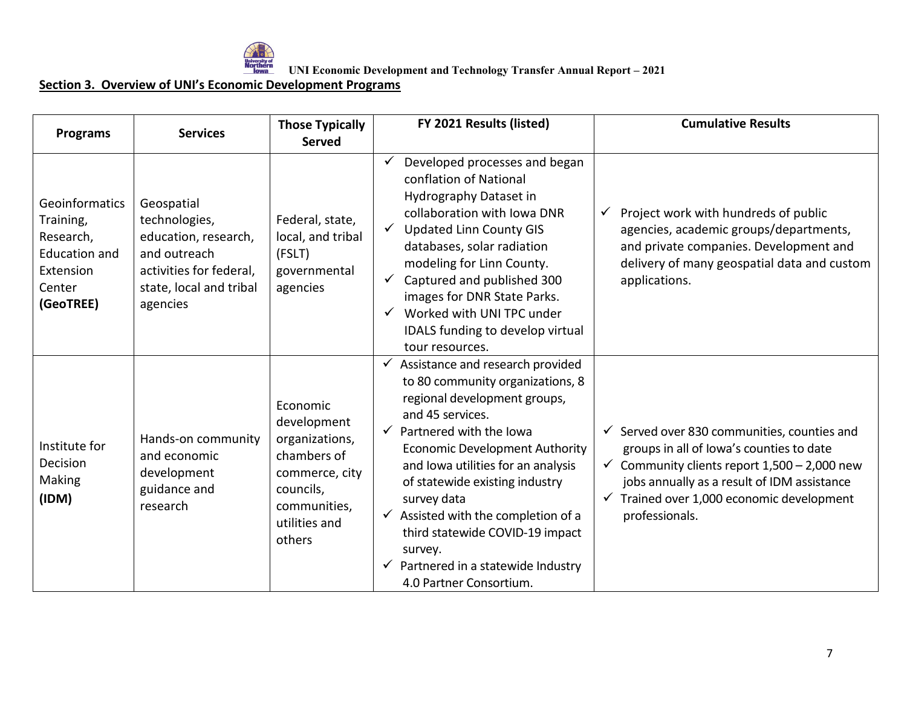## Section 3. Overview of UNI's Economic Development Programs

| Programs | Services | Those Typically Served | FY 2021 Results (listed) | Cumulative Results |
|---|---|---|---|---|
| Geoinformatics Training, Research, Education and Extension Center **(GeoTREE)** | Geospatial technologies, education, research, and outreach activities for federal, state, local and tribal agencies | Federal, state, local, and tribal (FSLT) governmental agencies | ✓ Developed processes and began conflation of National Hydrography Dataset in collaboration with Iowa DNR<br>✓ Updated Linn County GIS databases, solar radiation modeling for Linn County.<br>✓ Captured and published 300 images for DNR State Parks.<br>✓ Worked with UNI TPC under IDALS funding to develop virtual tour resources. | ✓ Project work with hundreds of public agencies, academic groups/departments, and private companies. Development and delivery of many geospatial data and custom applications. |
| Institute for Decision Making **(IDM)** | Hands-on community and economic development guidance and research | Economic development organizations, chambers of commerce, city councils, communities, utilities and others | ✓ Assistance and research provided to 80 community organizations, 8 regional development groups, and 45 services.<br>✓ Partnered with the Iowa Economic Development Authority and Iowa utilities for an analysis of statewide existing industry survey data<br>✓ Assisted with the completion of a third statewide COVID-19 impact survey.<br>✓ Partnered in a statewide Industry 4.0 Partner Consortium. | ✓ Served over 830 communities, counties and groups in all of Iowa's counties to date<br>✓ Community clients report 1,500 – 2,000 new jobs annually as a result of IDM assistance<br>✓ Trained over 1,000 economic development professionals. |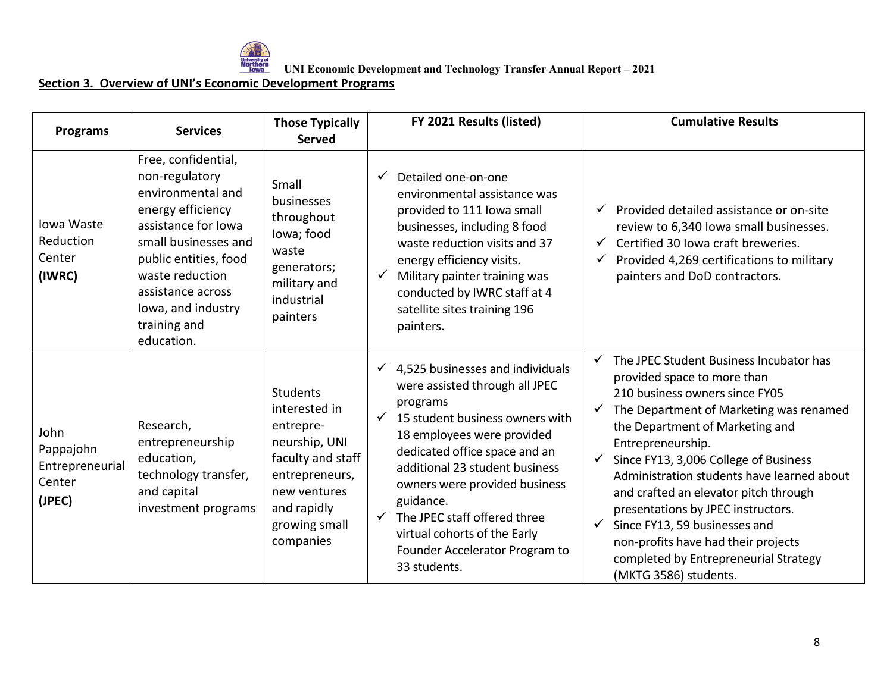## Section 3. Overview of UNI's Economic Development Programs

| Programs | Services | Those Typically Served | FY 2021 Results (listed) | Cumulative Results |
|---|---|---|---|---|
| Iowa Waste Reduction Center **(IWRC)** | Free, confidential, non-regulatory environmental and energy efficiency assistance for Iowa small businesses and public entities, food waste reduction assistance across Iowa, and industry training and education. | Small businesses throughout Iowa; food waste generators; military and industrial painters | ✓ Detailed one-on-one environmental assistance was provided to 111 Iowa small businesses, including 8 food waste reduction visits and 37 energy efficiency visits.<br>✓ Military painter training was conducted by IWRC staff at 4 satellite sites training 196 painters. | ✓ Provided detailed assistance or on-site review to 6,340 Iowa small businesses.<br>✓ Certified 30 Iowa craft breweries.<br>✓ Provided 4,269 certifications to military painters and DoD contractors. |
| John Pappajohn Entrepreneurial Center **(JPEC)** | Research, entrepreneurship education, technology transfer, and capital investment programs | Students interested in entrepre-neurship, UNI faculty and staff entrepreneurs, new ventures and rapidly growing small companies | ✓ 4,525 businesses and individuals were assisted through all JPEC programs<br>✓ 15 student business owners with 18 employees were provided dedicated office space and an additional 23 student business owners were provided business guidance.<br>✓ The JPEC staff offered three virtual cohorts of the Early Founder Accelerator Program to 33 students. | ✓ The JPEC Student Business Incubator has provided space to more than 210 business owners since FY05<br>✓ The Department of Marketing was renamed the Department of Marketing and Entrepreneurship.<br>✓ Since FY13, 3,006 College of Business Administration students have learned about and crafted an elevator pitch through presentations by JPEC instructors.<br>✓ Since FY13, 59 businesses and non-profits have had their projects completed by Entrepreneurial Strategy (MKTG 3586) students. |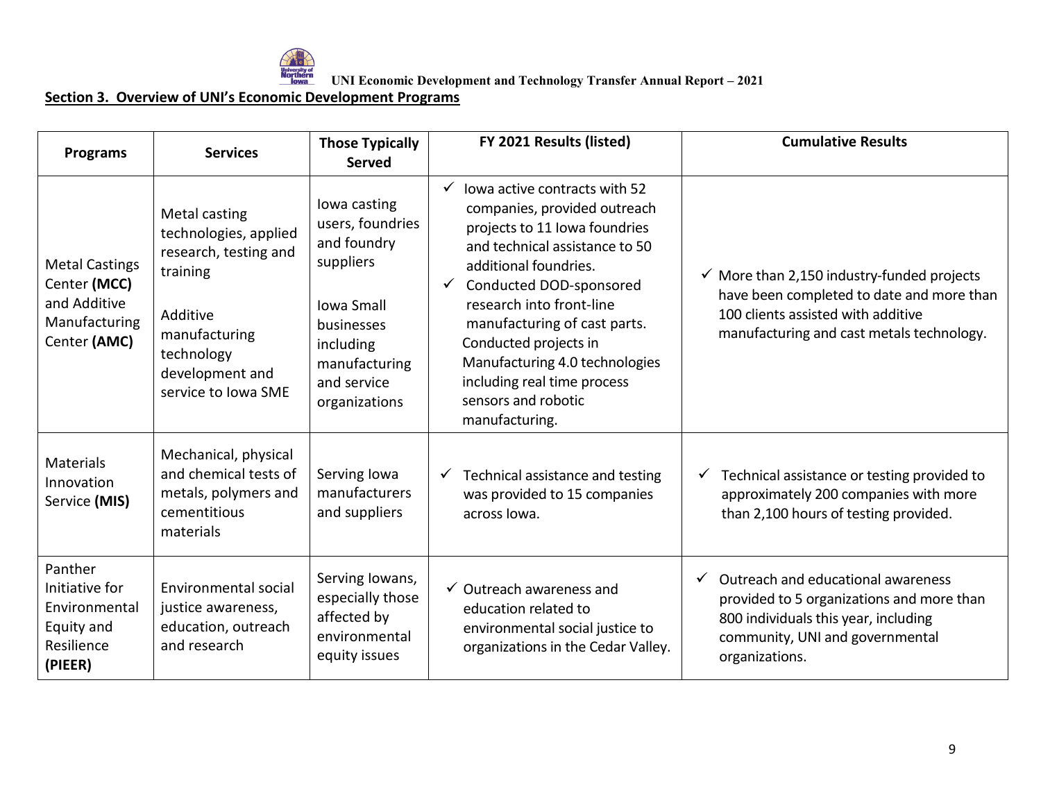## Section 3. Overview of UNI's Economic Development Programs

| Programs | Services | Those Typically Served | FY 2021 Results (listed) | Cumulative Results |
|---|---|---|---|---|
| Metal Castings Center **(MCC)** and Additive Manufacturing Center **(AMC)** | Metal casting technologies, applied research, testing and training<br><br>Additive manufacturing technology development and service to Iowa SME | Iowa casting users, foundries and foundry suppliers<br><br>Iowa Small businesses including manufacturing and service organizations | ✓ Iowa active contracts with 52 companies, provided outreach projects to 11 Iowa foundries and technical assistance to 50 additional foundries.<br>✓ Conducted DOD-sponsored research into front-line manufacturing of cast parts. Conducted projects in Manufacturing 4.0 technologies including real time process sensors and robotic manufacturing. | ✓ More than 2,150 industry-funded projects have been completed to date and more than 100 clients assisted with additive manufacturing and cast metals technology. |
| Materials Innovation Service **(MIS)** | Mechanical, physical and chemical tests of metals, polymers and cementitious materials | Serving Iowa manufacturers and suppliers | ✓ Technical assistance and testing was provided to 15 companies across Iowa. | ✓ Technical assistance or testing provided to approximately 200 companies with more than 2,100 hours of testing provided. |
| Panther Initiative for Environmental Equity and Resilience **(PIEER)** | Environmental social justice awareness, education, outreach and research | Serving Iowans, especially those affected by environmental equity issues | ✓ Outreach awareness and education related to environmental social justice to organizations in the Cedar Valley. | ✓ Outreach and educational awareness provided to 5 organizations and more than 800 individuals this year, including community, UNI and governmental organizations. |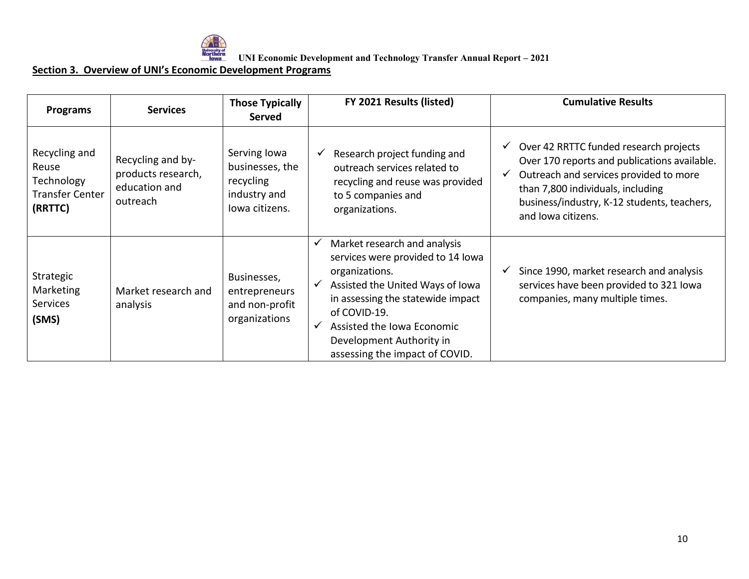## Section 3. Overview of UNI's Economic Development Programs

| Programs | Services | Those Typically Served | FY 2021 Results (listed) | Cumulative Results |
|---|---|---|---|---|
| Recycling and Reuse Technology Transfer Center **(RRTTC)** | Recycling and by-products research, education and outreach | Serving Iowa businesses, the recycling industry and Iowa citizens. | ✓ Research project funding and outreach services related to recycling and reuse was provided to 5 companies and organizations. | ✓ Over 42 RRTTC funded research projects Over 170 reports and publications available. ✓ Outreach and services provided to more than 7,800 individuals, including business/industry, K-12 students, teachers, and Iowa citizens. |
| Strategic Marketing Services **(SMS)** | Market research and analysis | Businesses, entrepreneurs and non-profit organizations | ✓ Market research and analysis services were provided to 14 Iowa organizations. ✓ Assisted the United Ways of Iowa in assessing the statewide impact of COVID-19. ✓ Assisted the Iowa Economic Development Authority in assessing the impact of COVID. | ✓ Since 1990, market research and analysis services have been provided to 321 Iowa companies, many multiple times. |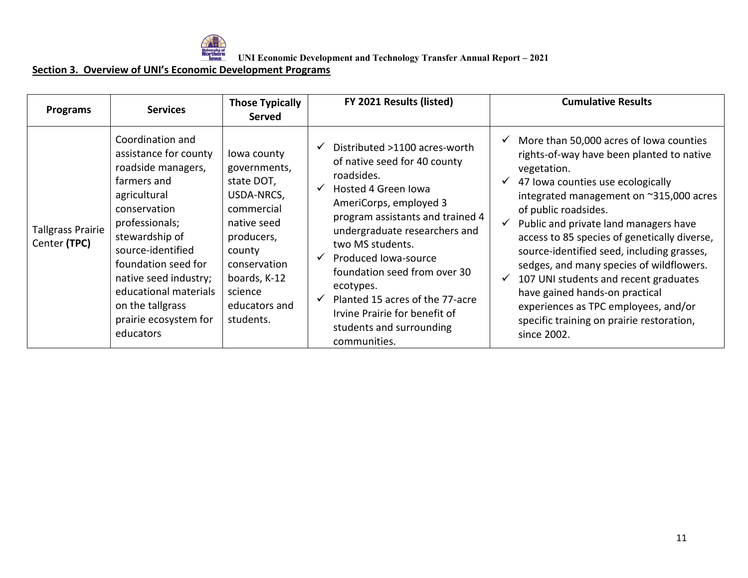## Section 3. Overview of UNI's Economic Development Programs

| Programs | Services | Those Typically Served | FY 2021 Results (listed) | Cumulative Results |
|---|---|---|---|---|
| Tallgrass Prairie Center **(TPC)** | Coordination and assistance for county roadside managers, farmers and agricultural conservation professionals; stewardship of source-identified foundation seed for native seed industry; educational materials on the tallgrass prairie ecosystem for educators | Iowa county governments, state DOT, USDA-NRCS, commercial native seed producers, county conservation boards, K-12 science educators and students. | ✓ Distributed >1100 acres-worth of native seed for 40 county roadsides.<br>✓ Hosted 4 Green Iowa AmeriCorps, employed 3 program assistants and trained 4 undergraduate researchers and two MS students.<br>✓ Produced Iowa-source foundation seed from over 30 ecotypes.<br>✓ Planted 15 acres of the 77-acre Irvine Prairie for benefit of students and surrounding communities. | ✓ More than 50,000 acres of Iowa counties rights-of-way have been planted to native vegetation.<br>✓ 47 Iowa counties use ecologically integrated management on ~315,000 acres of public roadsides.<br>✓ Public and private land managers have access to 85 species of genetically diverse, source-identified seed, including grasses, sedges, and many species of wildflowers.<br>✓ 107 UNI students and recent graduates have gained hands-on practical experiences as TPC employees, and/or specific training on prairie restoration, since 2002. |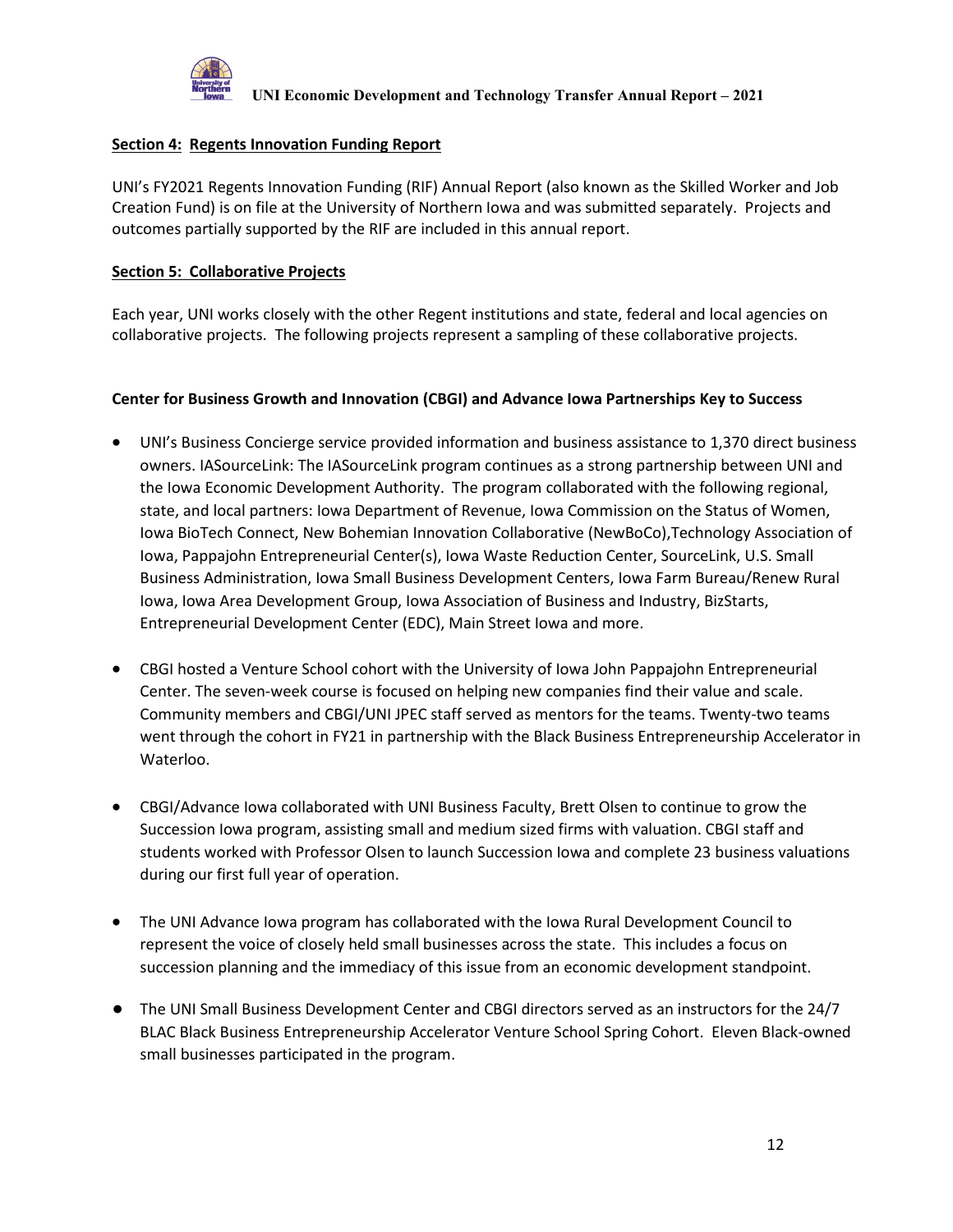## Section 4: Regents Innovation Funding Report

UNI's FY2021 Regents Innovation Funding (RIF) Annual Report (also known as the Skilled Worker and Job Creation Fund) is on file at the University of Northern Iowa and was submitted separately. Projects and outcomes partially supported by the RIF are included in this annual report.

## Section 5: Collaborative Projects

Each year, UNI works closely with the other Regent institutions and state, federal and local agencies on collaborative projects. The following projects represent a sampling of these collaborative projects.

### Center for Business Growth and Innovation (CBGI) and Advance Iowa Partnerships Key to Success

- UNI's Business Concierge service provided information and business assistance to 1,370 direct business owners. IASourceLink: The IASourceLink program continues as a strong partnership between UNI and the Iowa Economic Development Authority. The program collaborated with the following regional, state, and local partners: Iowa Department of Revenue, Iowa Commission on the Status of Women, Iowa BioTech Connect, New Bohemian Innovation Collaborative (NewBoCo),Technology Association of Iowa, Pappajohn Entrepreneurial Center(s), Iowa Waste Reduction Center, SourceLink, U.S. Small Business Administration, Iowa Small Business Development Centers, Iowa Farm Bureau/Renew Rural Iowa, Iowa Area Development Group, Iowa Association of Business and Industry, BizStarts, Entrepreneurial Development Center (EDC), Main Street Iowa and more.

- CBGI hosted a Venture School cohort with the University of Iowa John Pappajohn Entrepreneurial Center. The seven-week course is focused on helping new companies find their value and scale. Community members and CBGI/UNI JPEC staff served as mentors for the teams. Twenty-two teams went through the cohort in FY21 in partnership with the Black Business Entrepreneurship Accelerator in Waterloo.

- CBGI/Advance Iowa collaborated with UNI Business Faculty, Brett Olsen to continue to grow the Succession Iowa program, assisting small and medium sized firms with valuation. CBGI staff and students worked with Professor Olsen to launch Succession Iowa and complete 23 business valuations during our first full year of operation.

- The UNI Advance Iowa program has collaborated with the Iowa Rural Development Council to represent the voice of closely held small businesses across the state. This includes a focus on succession planning and the immediacy of this issue from an economic development standpoint.

- The UNI Small Business Development Center and CBGI directors served as an instructors for the 24/7 BLAC Black Business Entrepreneurship Accelerator Venture School Spring Cohort. Eleven Black-owned small businesses participated in the program.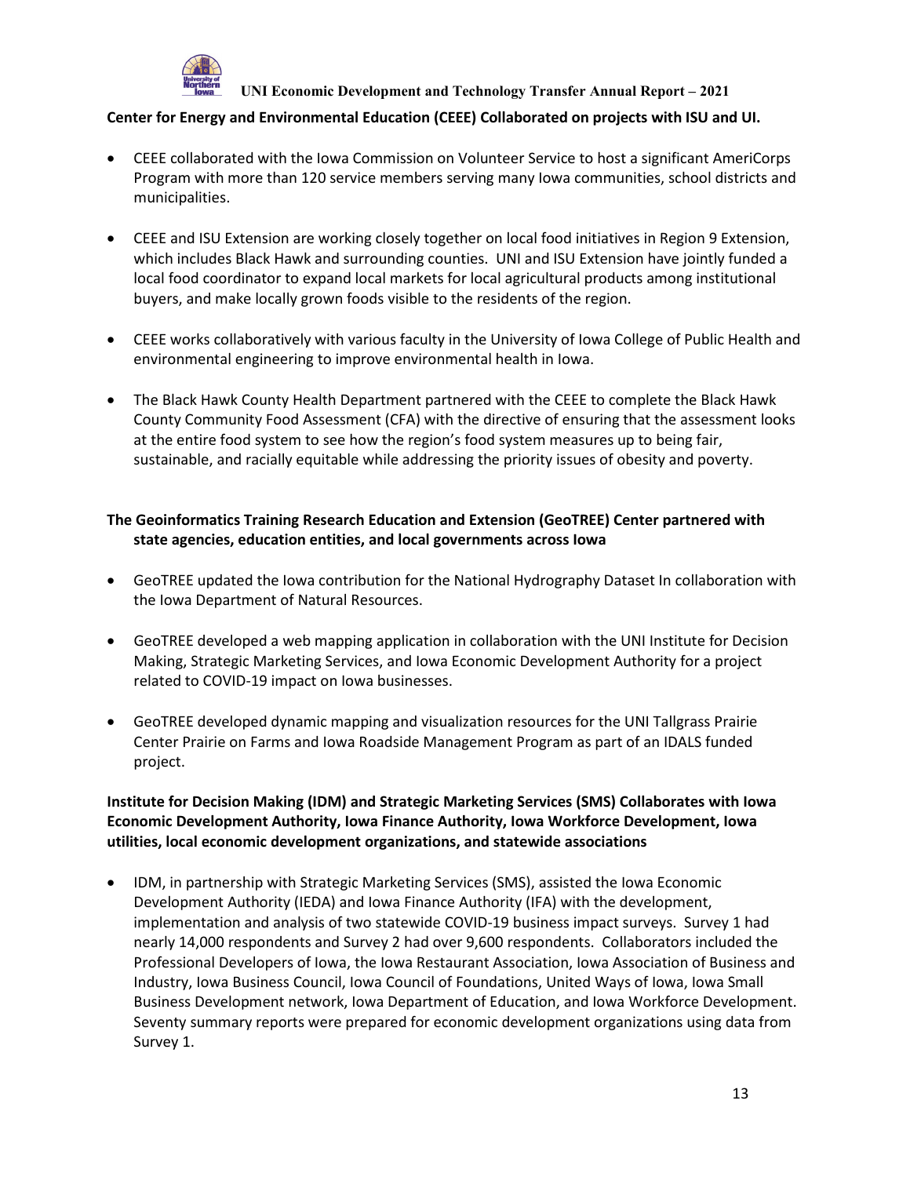**Center for Energy and Environmental Education (CEEE) Collaborated on projects with ISU and UI.**

- CEEE collaborated with the Iowa Commission on Volunteer Service to host a significant AmeriCorps Program with more than 120 service members serving many Iowa communities, school districts and municipalities.
- CEEE and ISU Extension are working closely together on local food initiatives in Region 9 Extension, which includes Black Hawk and surrounding counties. UNI and ISU Extension have jointly funded a local food coordinator to expand local markets for local agricultural products among institutional buyers, and make locally grown foods visible to the residents of the region.
- CEEE works collaboratively with various faculty in the University of Iowa College of Public Health and environmental engineering to improve environmental health in Iowa.
- The Black Hawk County Health Department partnered with the CEEE to complete the Black Hawk County Community Food Assessment (CFA) with the directive of ensuring that the assessment looks at the entire food system to see how the region's food system measures up to being fair, sustainable, and racially equitable while addressing the priority issues of obesity and poverty.

**The Geoinformatics Training Research Education and Extension (GeoTREE) Center partnered with state agencies, education entities, and local governments across Iowa**

- GeoTREE updated the Iowa contribution for the National Hydrography Dataset In collaboration with the Iowa Department of Natural Resources.
- GeoTREE developed a web mapping application in collaboration with the UNI Institute for Decision Making, Strategic Marketing Services, and Iowa Economic Development Authority for a project related to COVID-19 impact on Iowa businesses.
- GeoTREE developed dynamic mapping and visualization resources for the UNI Tallgrass Prairie Center Prairie on Farms and Iowa Roadside Management Program as part of an IDALS funded project.

**Institute for Decision Making (IDM) and Strategic Marketing Services (SMS) Collaborates with Iowa Economic Development Authority, Iowa Finance Authority, Iowa Workforce Development, Iowa utilities, local economic development organizations, and statewide associations**

- IDM, in partnership with Strategic Marketing Services (SMS), assisted the Iowa Economic Development Authority (IEDA) and Iowa Finance Authority (IFA) with the development, implementation and analysis of two statewide COVID-19 business impact surveys. Survey 1 had nearly 14,000 respondents and Survey 2 had over 9,600 respondents. Collaborators included the Professional Developers of Iowa, the Iowa Restaurant Association, Iowa Association of Business and Industry, Iowa Business Council, Iowa Council of Foundations, United Ways of Iowa, Iowa Small Business Development network, Iowa Department of Education, and Iowa Workforce Development. Seventy summary reports were prepared for economic development organizations using data from Survey 1.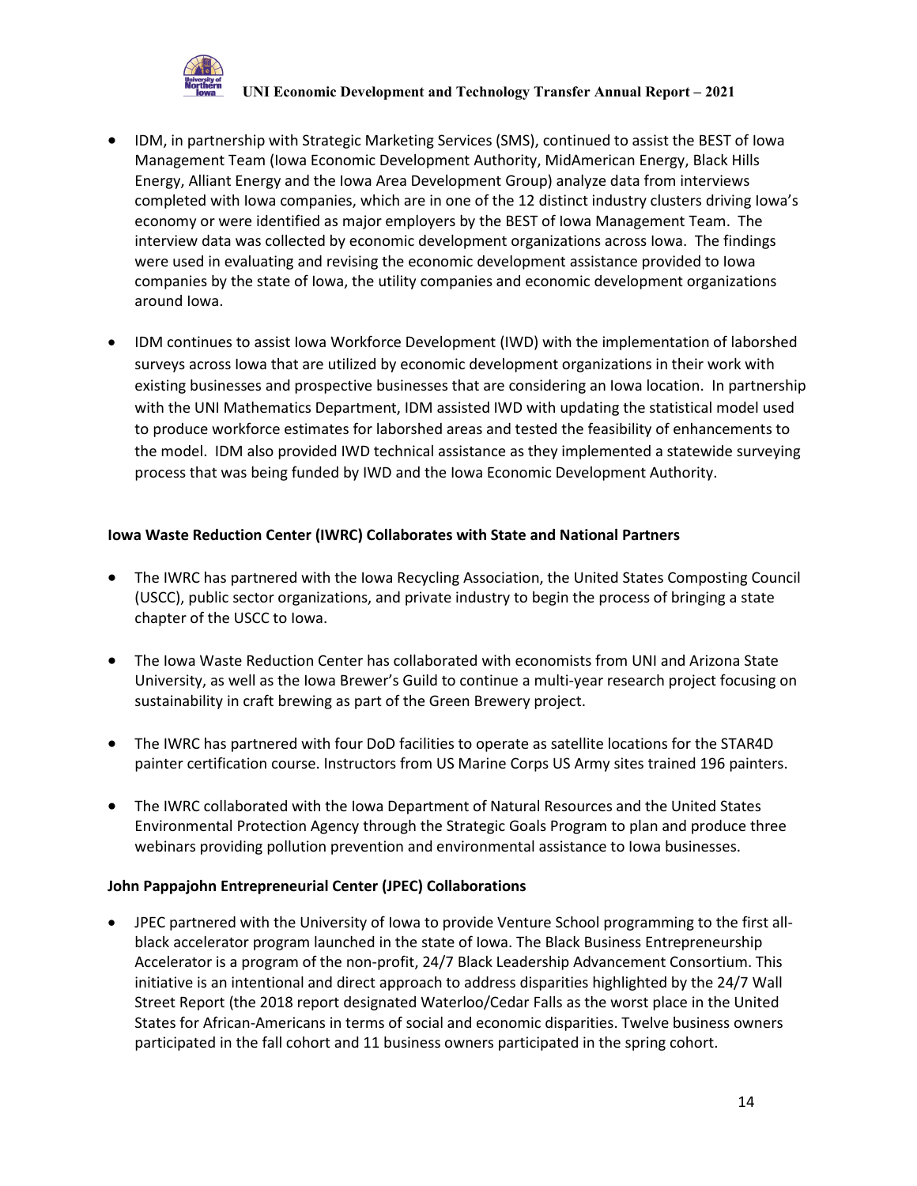- IDM, in partnership with Strategic Marketing Services (SMS), continued to assist the BEST of Iowa Management Team (Iowa Economic Development Authority, MidAmerican Energy, Black Hills Energy, Alliant Energy and the Iowa Area Development Group) analyze data from interviews completed with Iowa companies, which are in one of the 12 distinct industry clusters driving Iowa's economy or were identified as major employers by the BEST of Iowa Management Team. The interview data was collected by economic development organizations across Iowa. The findings were used in evaluating and revising the economic development assistance provided to Iowa companies by the state of Iowa, the utility companies and economic development organizations around Iowa.

- IDM continues to assist Iowa Workforce Development (IWD) with the implementation of laborshed surveys across Iowa that are utilized by economic development organizations in their work with existing businesses and prospective businesses that are considering an Iowa location. In partnership with the UNI Mathematics Department, IDM assisted IWD with updating the statistical model used to produce workforce estimates for laborshed areas and tested the feasibility of enhancements to the model. IDM also provided IWD technical assistance as they implemented a statewide surveying process that was being funded by IWD and the Iowa Economic Development Authority.

**Iowa Waste Reduction Center (IWRC) Collaborates with State and National Partners**

- The IWRC has partnered with the Iowa Recycling Association, the United States Composting Council (USCC), public sector organizations, and private industry to begin the process of bringing a state chapter of the USCC to Iowa.

- The Iowa Waste Reduction Center has collaborated with economists from UNI and Arizona State University, as well as the Iowa Brewer's Guild to continue a multi-year research project focusing on sustainability in craft brewing as part of the Green Brewery project.

- The IWRC has partnered with four DoD facilities to operate as satellite locations for the STAR4D painter certification course. Instructors from US Marine Corps US Army sites trained 196 painters.

- The IWRC collaborated with the Iowa Department of Natural Resources and the United States Environmental Protection Agency through the Strategic Goals Program to plan and produce three webinars providing pollution prevention and environmental assistance to Iowa businesses.

**John Pappajohn Entrepreneurial Center (JPEC) Collaborations**

- JPEC partnered with the University of Iowa to provide Venture School programming to the first all-black accelerator program launched in the state of Iowa. The Black Business Entrepreneurship Accelerator is a program of the non-profit, 24/7 Black Leadership Advancement Consortium. This initiative is an intentional and direct approach to address disparities highlighted by the 24/7 Wall Street Report (the 2018 report designated Waterloo/Cedar Falls as the worst place in the United States for African-Americans in terms of social and economic disparities. Twelve business owners participated in the fall cohort and 11 business owners participated in the spring cohort.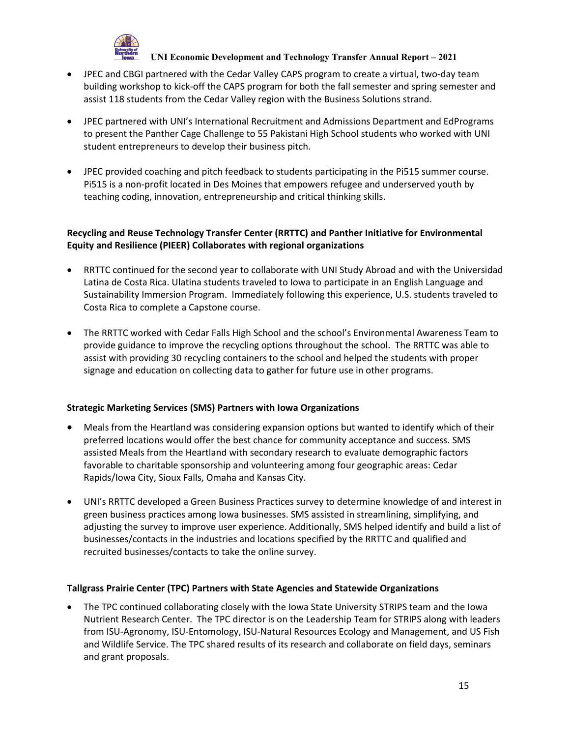- JPEC and CBGI partnered with the Cedar Valley CAPS program to create a virtual, two-day team building workshop to kick-off the CAPS program for both the fall semester and spring semester and assist 118 students from the Cedar Valley region with the Business Solutions strand.

- JPEC partnered with UNI's International Recruitment and Admissions Department and EdPrograms to present the Panther Cage Challenge to 55 Pakistani High School students who worked with UNI student entrepreneurs to develop their business pitch.

- JPEC provided coaching and pitch feedback to students participating in the Pi515 summer course. Pi515 is a non-profit located in Des Moines that empowers refugee and underserved youth by teaching coding, innovation, entrepreneurship and critical thinking skills.

**Recycling and Reuse Technology Transfer Center (RRTTC) and Panther Initiative for Environmental Equity and Resilience (PIEER) Collaborates with regional organizations**

- RRTTC continued for the second year to collaborate with UNI Study Abroad and with the Universidad Latina de Costa Rica. Ulatina students traveled to Iowa to participate in an English Language and Sustainability Immersion Program. Immediately following this experience, U.S. students traveled to Costa Rica to complete a Capstone course.

- The RRTTC worked with Cedar Falls High School and the school's Environmental Awareness Team to provide guidance to improve the recycling options throughout the school. The RRTTC was able to assist with providing 30 recycling containers to the school and helped the students with proper signage and education on collecting data to gather for future use in other programs.

**Strategic Marketing Services (SMS) Partners with Iowa Organizations**

- Meals from the Heartland was considering expansion options but wanted to identify which of their preferred locations would offer the best chance for community acceptance and success. SMS assisted Meals from the Heartland with secondary research to evaluate demographic factors favorable to charitable sponsorship and volunteering among four geographic areas: Cedar Rapids/Iowa City, Sioux Falls, Omaha and Kansas City.

- UNI's RRTTC developed a Green Business Practices survey to determine knowledge of and interest in green business practices among Iowa businesses. SMS assisted in streamlining, simplifying, and adjusting the survey to improve user experience. Additionally, SMS helped identify and build a list of businesses/contacts in the industries and locations specified by the RRTTC and qualified and recruited businesses/contacts to take the online survey.

**Tallgrass Prairie Center (TPC) Partners with State Agencies and Statewide Organizations**

- The TPC continued collaborating closely with the Iowa State University STRIPS team and the Iowa Nutrient Research Center. The TPC director is on the Leadership Team for STRIPS along with leaders from ISU-Agronomy, ISU-Entomology, ISU-Natural Resources Ecology and Management, and US Fish and Wildlife Service. The TPC shared results of its research and collaborate on field days, seminars and grant proposals.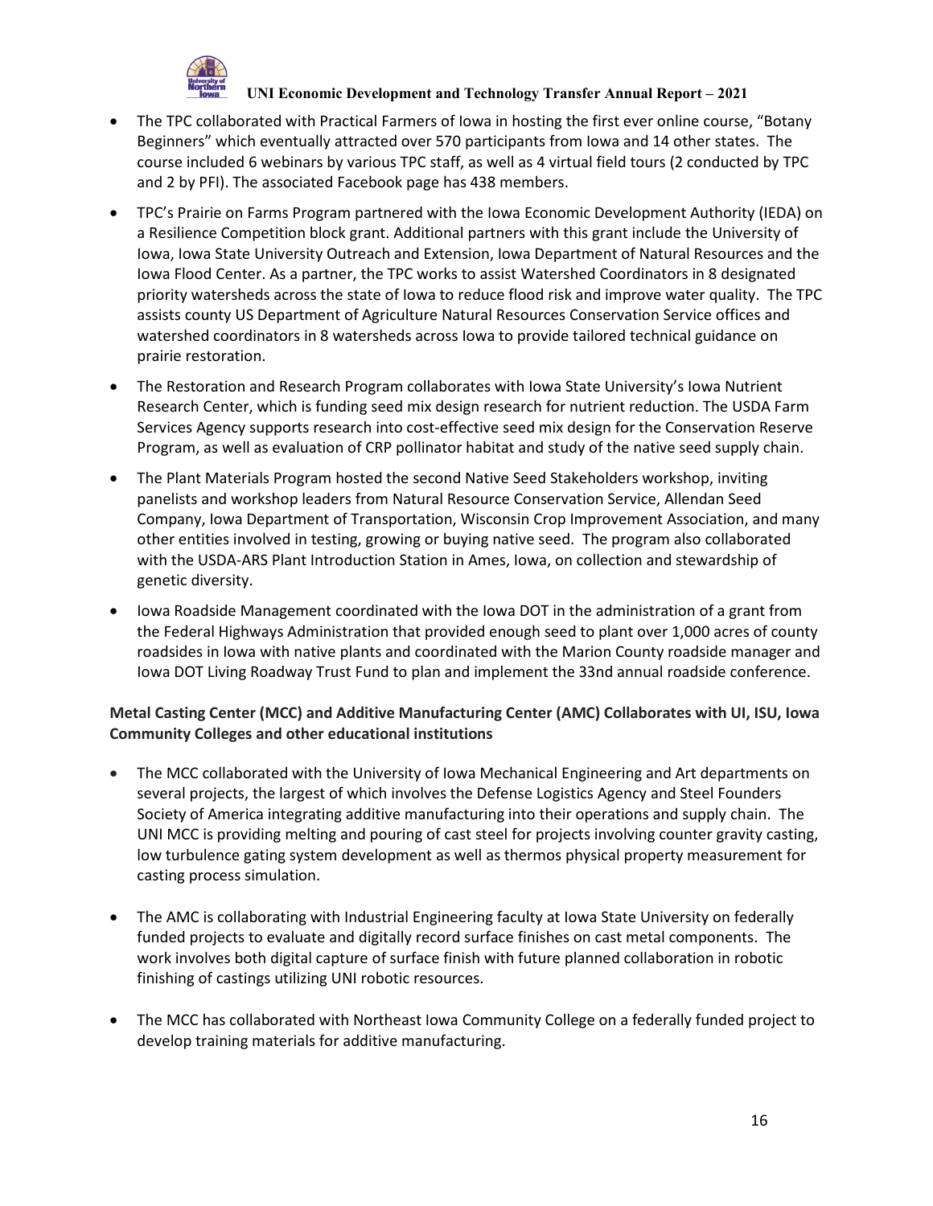- The TPC collaborated with Practical Farmers of Iowa in hosting the first ever online course, "Botany Beginners" which eventually attracted over 570 participants from Iowa and 14 other states. The course included 6 webinars by various TPC staff, as well as 4 virtual field tours (2 conducted by TPC and 2 by PFI). The associated Facebook page has 438 members.

- TPC's Prairie on Farms Program partnered with the Iowa Economic Development Authority (IEDA) on a Resilience Competition block grant. Additional partners with this grant include the University of Iowa, Iowa State University Outreach and Extension, Iowa Department of Natural Resources and the Iowa Flood Center. As a partner, the TPC works to assist Watershed Coordinators in 8 designated priority watersheds across the state of Iowa to reduce flood risk and improve water quality. The TPC assists county US Department of Agriculture Natural Resources Conservation Service offices and watershed coordinators in 8 watersheds across Iowa to provide tailored technical guidance on prairie restoration.

- The Restoration and Research Program collaborates with Iowa State University's Iowa Nutrient Research Center, which is funding seed mix design research for nutrient reduction. The USDA Farm Services Agency supports research into cost-effective seed mix design for the Conservation Reserve Program, as well as evaluation of CRP pollinator habitat and study of the native seed supply chain.

- The Plant Materials Program hosted the second Native Seed Stakeholders workshop, inviting panelists and workshop leaders from Natural Resource Conservation Service, Allendan Seed Company, Iowa Department of Transportation, Wisconsin Crop Improvement Association, and many other entities involved in testing, growing or buying native seed. The program also collaborated with the USDA-ARS Plant Introduction Station in Ames, Iowa, on collection and stewardship of genetic diversity.

- Iowa Roadside Management coordinated with the Iowa DOT in the administration of a grant from the Federal Highways Administration that provided enough seed to plant over 1,000 acres of county roadsides in Iowa with native plants and coordinated with the Marion County roadside manager and Iowa DOT Living Roadway Trust Fund to plan and implement the 33nd annual roadside conference.

**Metal Casting Center (MCC) and Additive Manufacturing Center (AMC) Collaborates with UI, ISU, Iowa Community Colleges and other educational institutions**

- The MCC collaborated with the University of Iowa Mechanical Engineering and Art departments on several projects, the largest of which involves the Defense Logistics Agency and Steel Founders Society of America integrating additive manufacturing into their operations and supply chain. The UNI MCC is providing melting and pouring of cast steel for projects involving counter gravity casting, low turbulence gating system development as well as thermos physical property measurement for casting process simulation.

- The AMC is collaborating with Industrial Engineering faculty at Iowa State University on federally funded projects to evaluate and digitally record surface finishes on cast metal components. The work involves both digital capture of surface finish with future planned collaboration in robotic finishing of castings utilizing UNI robotic resources.

- The MCC has collaborated with Northeast Iowa Community College on a federally funded project to develop training materials for additive manufacturing.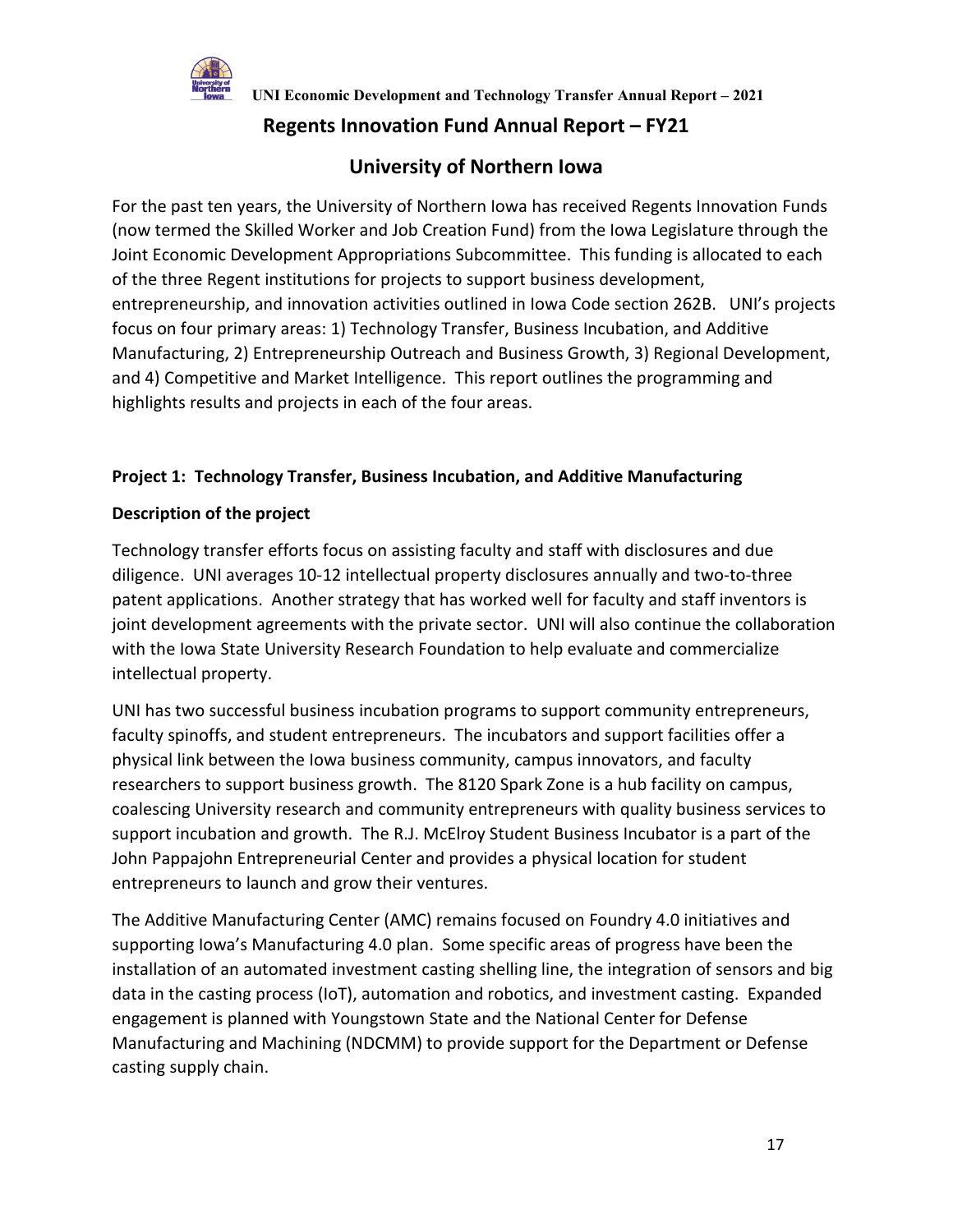## Regents Innovation Fund Annual Report – FY21

## University of Northern Iowa

For the past ten years, the University of Northern Iowa has received Regents Innovation Funds (now termed the Skilled Worker and Job Creation Fund) from the Iowa Legislature through the Joint Economic Development Appropriations Subcommittee. This funding is allocated to each of the three Regent institutions for projects to support business development, entrepreneurship, and innovation activities outlined in Iowa Code section 262B. UNI's projects focus on four primary areas: 1) Technology Transfer, Business Incubation, and Additive Manufacturing, 2) Entrepreneurship Outreach and Business Growth, 3) Regional Development, and 4) Competitive and Market Intelligence. This report outlines the programming and highlights results and projects in each of the four areas.

### Project 1: Technology Transfer, Business Incubation, and Additive Manufacturing

#### Description of the project

Technology transfer efforts focus on assisting faculty and staff with disclosures and due diligence. UNI averages 10-12 intellectual property disclosures annually and two-to-three patent applications. Another strategy that has worked well for faculty and staff inventors is joint development agreements with the private sector. UNI will also continue the collaboration with the Iowa State University Research Foundation to help evaluate and commercialize intellectual property.

UNI has two successful business incubation programs to support community entrepreneurs, faculty spinoffs, and student entrepreneurs. The incubators and support facilities offer a physical link between the Iowa business community, campus innovators, and faculty researchers to support business growth. The 8120 Spark Zone is a hub facility on campus, coalescing University research and community entrepreneurs with quality business services to support incubation and growth. The R.J. McElroy Student Business Incubator is a part of the John Pappajohn Entrepreneurial Center and provides a physical location for student entrepreneurs to launch and grow their ventures.

The Additive Manufacturing Center (AMC) remains focused on Foundry 4.0 initiatives and supporting Iowa's Manufacturing 4.0 plan. Some specific areas of progress have been the installation of an automated investment casting shelling line, the integration of sensors and big data in the casting process (IoT), automation and robotics, and investment casting. Expanded engagement is planned with Youngstown State and the National Center for Defense Manufacturing and Machining (NDCMM) to provide support for the Department or Defense casting supply chain.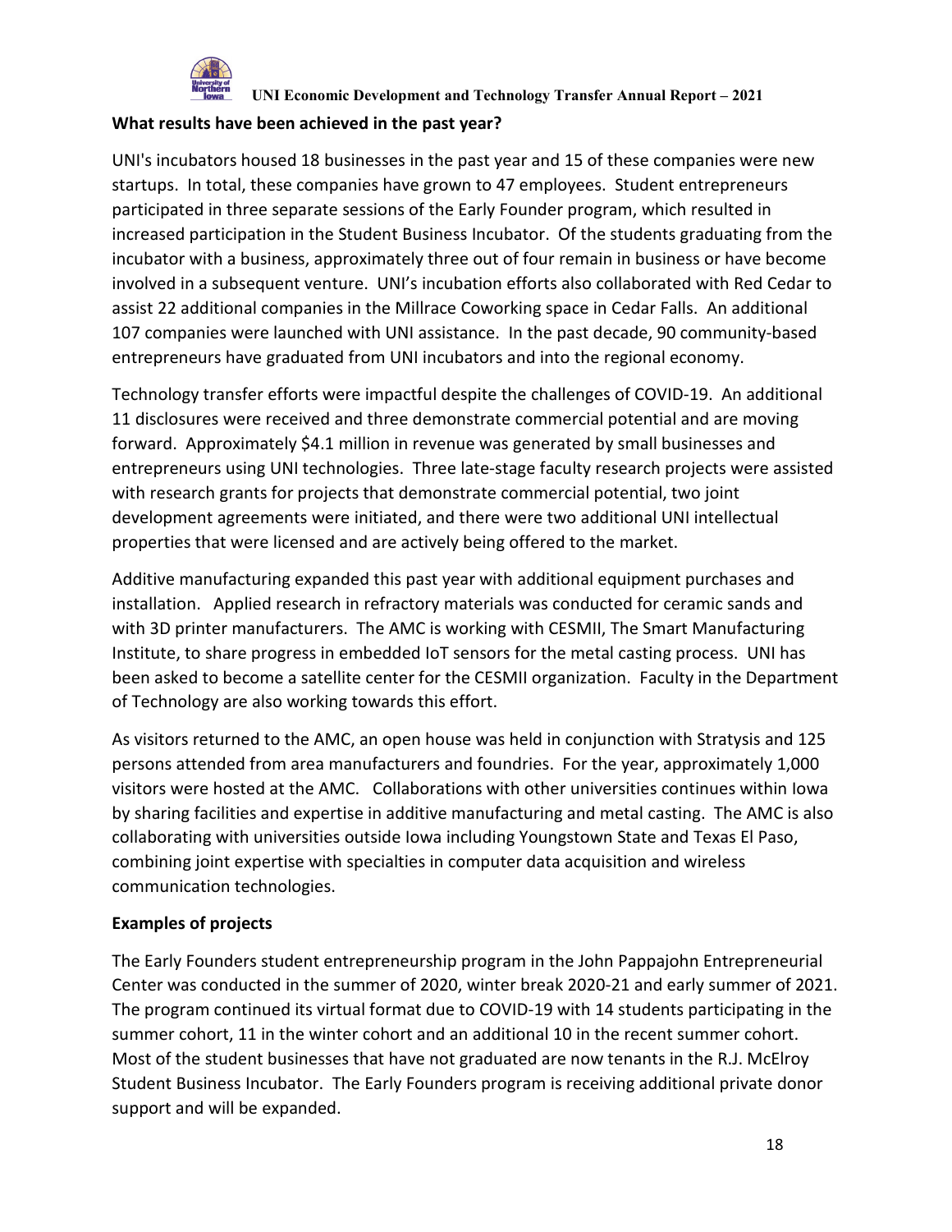### What results have been achieved in the past year?

UNI's incubators housed 18 businesses in the past year and 15 of these companies were new startups. In total, these companies have grown to 47 employees. Student entrepreneurs participated in three separate sessions of the Early Founder program, which resulted in increased participation in the Student Business Incubator. Of the students graduating from the incubator with a business, approximately three out of four remain in business or have become involved in a subsequent venture. UNI's incubation efforts also collaborated with Red Cedar to assist 22 additional companies in the Millrace Coworking space in Cedar Falls. An additional 107 companies were launched with UNI assistance. In the past decade, 90 community-based entrepreneurs have graduated from UNI incubators and into the regional economy.

Technology transfer efforts were impactful despite the challenges of COVID-19. An additional 11 disclosures were received and three demonstrate commercial potential and are moving forward. Approximately $4.1 million in revenue was generated by small businesses and entrepreneurs using UNI technologies. Three late-stage faculty research projects were assisted with research grants for projects that demonstrate commercial potential, two joint development agreements were initiated, and there were two additional UNI intellectual properties that were licensed and are actively being offered to the market.

Additive manufacturing expanded this past year with additional equipment purchases and installation. Applied research in refractory materials was conducted for ceramic sands and with 3D printer manufacturers. The AMC is working with CESMII, The Smart Manufacturing Institute, to share progress in embedded IoT sensors for the metal casting process. UNI has been asked to become a satellite center for the CESMII organization. Faculty in the Department of Technology are also working towards this effort.

As visitors returned to the AMC, an open house was held in conjunction with Stratysis and 125 persons attended from area manufacturers and foundries. For the year, approximately 1,000 visitors were hosted at the AMC. Collaborations with other universities continues within Iowa by sharing facilities and expertise in additive manufacturing and metal casting. The AMC is also collaborating with universities outside Iowa including Youngstown State and Texas El Paso, combining joint expertise with specialties in computer data acquisition and wireless communication technologies.

### Examples of projects

The Early Founders student entrepreneurship program in the John Pappajohn Entrepreneurial Center was conducted in the summer of 2020, winter break 2020-21 and early summer of 2021. The program continued its virtual format due to COVID-19 with 14 students participating in the summer cohort, 11 in the winter cohort and an additional 10 in the recent summer cohort. Most of the student businesses that have not graduated are now tenants in the R.J. McElroy Student Business Incubator. The Early Founders program is receiving additional private donor support and will be expanded.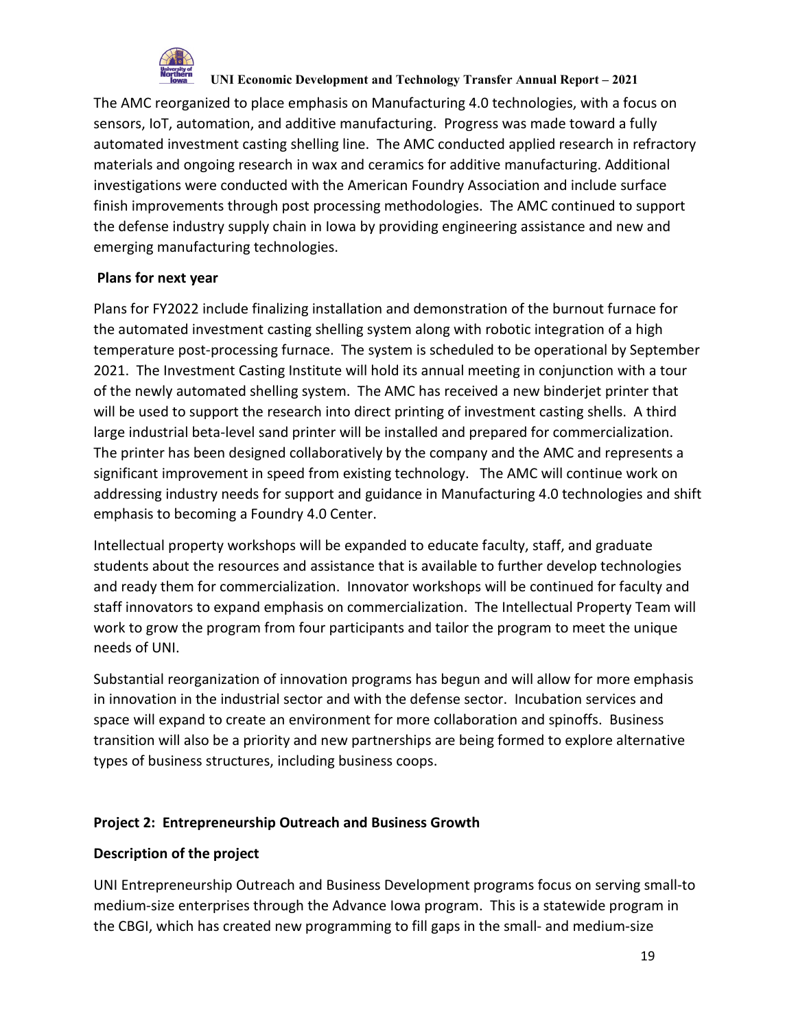The AMC reorganized to place emphasis on Manufacturing 4.0 technologies, with a focus on sensors, IoT, automation, and additive manufacturing. Progress was made toward a fully automated investment casting shelling line. The AMC conducted applied research in refractory materials and ongoing research in wax and ceramics for additive manufacturing. Additional investigations were conducted with the American Foundry Association and include surface finish improvements through post processing methodologies. The AMC continued to support the defense industry supply chain in Iowa by providing engineering assistance and new and emerging manufacturing technologies.

**Plans for next year**

Plans for FY2022 include finalizing installation and demonstration of the burnout furnace for the automated investment casting shelling system along with robotic integration of a high temperature post-processing furnace. The system is scheduled to be operational by September 2021. The Investment Casting Institute will hold its annual meeting in conjunction with a tour of the newly automated shelling system. The AMC has received a new binderjet printer that will be used to support the research into direct printing of investment casting shells. A third large industrial beta-level sand printer will be installed and prepared for commercialization. The printer has been designed collaboratively by the company and the AMC and represents a significant improvement in speed from existing technology. The AMC will continue work on addressing industry needs for support and guidance in Manufacturing 4.0 technologies and shift emphasis to becoming a Foundry 4.0 Center.

Intellectual property workshops will be expanded to educate faculty, staff, and graduate students about the resources and assistance that is available to further develop technologies and ready them for commercialization. Innovator workshops will be continued for faculty and staff innovators to expand emphasis on commercialization. The Intellectual Property Team will work to grow the program from four participants and tailor the program to meet the unique needs of UNI.

Substantial reorganization of innovation programs has begun and will allow for more emphasis in innovation in the industrial sector and with the defense sector. Incubation services and space will expand to create an environment for more collaboration and spinoffs. Business transition will also be a priority and new partnerships are being formed to explore alternative types of business structures, including business coops.

**Project 2: Entrepreneurship Outreach and Business Growth**

**Description of the project**

UNI Entrepreneurship Outreach and Business Development programs focus on serving small-to medium-size enterprises through the Advance Iowa program. This is a statewide program in the CBGI, which has created new programming to fill gaps in the small- and medium-size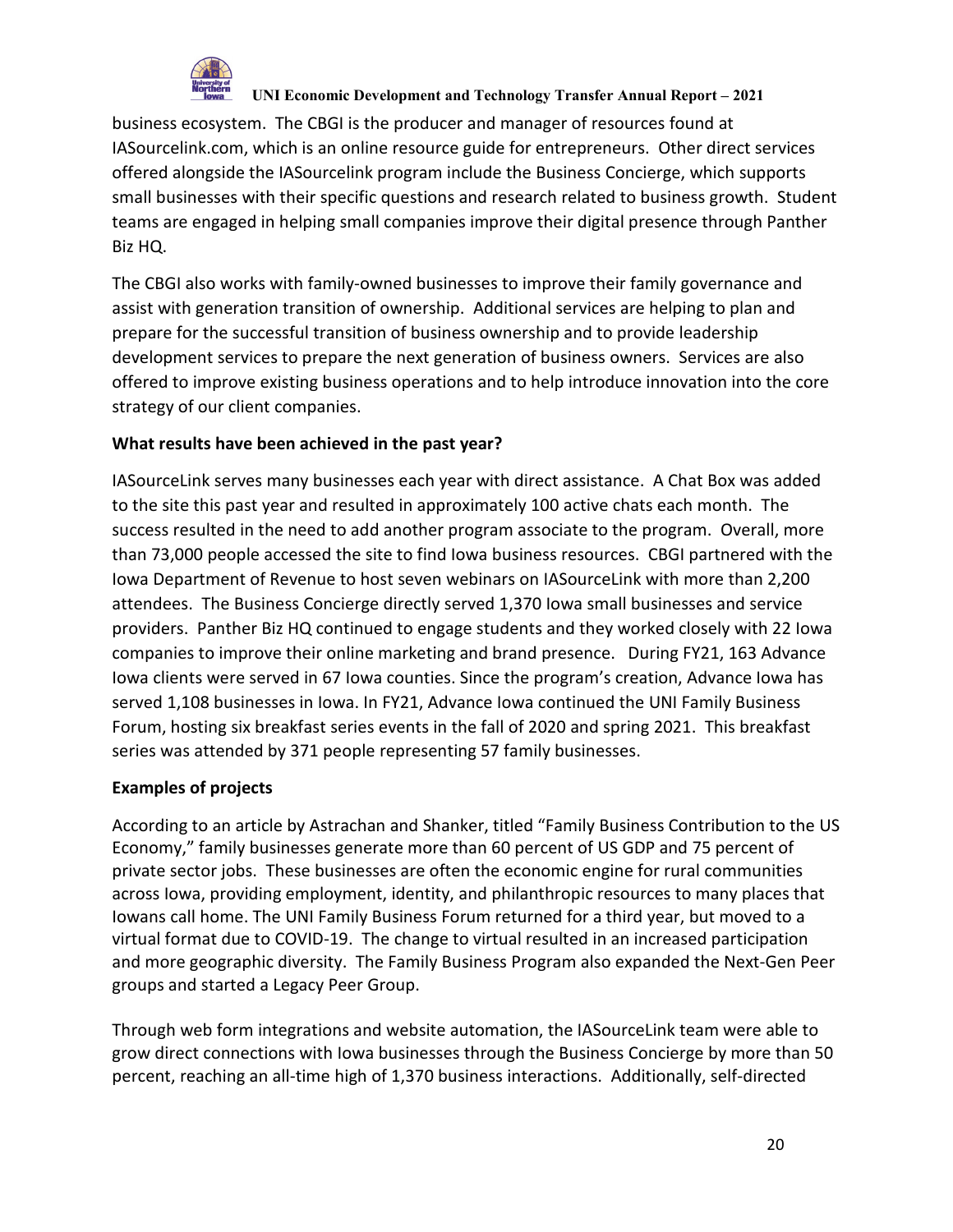business ecosystem. The CBGI is the producer and manager of resources found at IASourcelink.com, which is an online resource guide for entrepreneurs. Other direct services offered alongside the IASourcelink program include the Business Concierge, which supports small businesses with their specific questions and research related to business growth. Student teams are engaged in helping small companies improve their digital presence through Panther Biz HQ.

The CBGI also works with family-owned businesses to improve their family governance and assist with generation transition of ownership. Additional services are helping to plan and prepare for the successful transition of business ownership and to provide leadership development services to prepare the next generation of business owners. Services are also offered to improve existing business operations and to help introduce innovation into the core strategy of our client companies.

**What results have been achieved in the past year?**

IASourceLink serves many businesses each year with direct assistance. A Chat Box was added to the site this past year and resulted in approximately 100 active chats each month. The success resulted in the need to add another program associate to the program. Overall, more than 73,000 people accessed the site to find Iowa business resources. CBGI partnered with the Iowa Department of Revenue to host seven webinars on IASourceLink with more than 2,200 attendees. The Business Concierge directly served 1,370 Iowa small businesses and service providers. Panther Biz HQ continued to engage students and they worked closely with 22 Iowa companies to improve their online marketing and brand presence. During FY21, 163 Advance Iowa clients were served in 67 Iowa counties. Since the program's creation, Advance Iowa has served 1,108 businesses in Iowa. In FY21, Advance Iowa continued the UNI Family Business Forum, hosting six breakfast series events in the fall of 2020 and spring 2021. This breakfast series was attended by 371 people representing 57 family businesses.

**Examples of projects**

According to an article by Astrachan and Shanker, titled "Family Business Contribution to the US Economy," family businesses generate more than 60 percent of US GDP and 75 percent of private sector jobs. These businesses are often the economic engine for rural communities across Iowa, providing employment, identity, and philanthropic resources to many places that Iowans call home. The UNI Family Business Forum returned for a third year, but moved to a virtual format due to COVID-19. The change to virtual resulted in an increased participation and more geographic diversity. The Family Business Program also expanded the Next-Gen Peer groups and started a Legacy Peer Group.

Through web form integrations and website automation, the IASourceLink team were able to grow direct connections with Iowa businesses through the Business Concierge by more than 50 percent, reaching an all-time high of 1,370 business interactions. Additionally, self-directed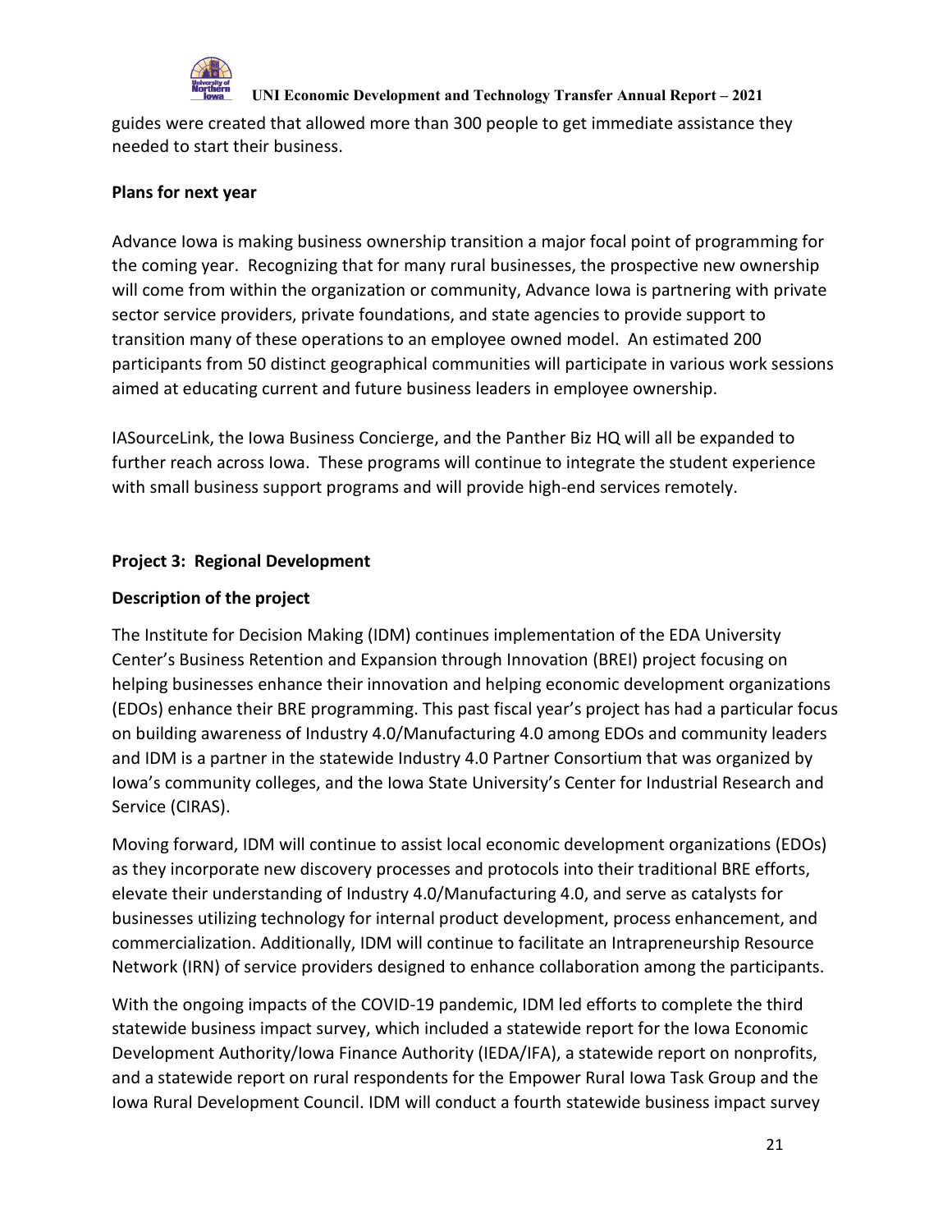guides were created that allowed more than 300 people to get immediate assistance they needed to start their business.

**Plans for next year**

Advance Iowa is making business ownership transition a major focal point of programming for the coming year. Recognizing that for many rural businesses, the prospective new ownership will come from within the organization or community, Advance Iowa is partnering with private sector service providers, private foundations, and state agencies to provide support to transition many of these operations to an employee owned model. An estimated 200 participants from 50 distinct geographical communities will participate in various work sessions aimed at educating current and future business leaders in employee ownership.

IASourceLink, the Iowa Business Concierge, and the Panther Biz HQ will all be expanded to further reach across Iowa. These programs will continue to integrate the student experience with small business support programs and will provide high-end services remotely.

## Project 3: Regional Development

**Description of the project**

The Institute for Decision Making (IDM) continues implementation of the EDA University Center's Business Retention and Expansion through Innovation (BREI) project focusing on helping businesses enhance their innovation and helping economic development organizations (EDOs) enhance their BRE programming. This past fiscal year's project has had a particular focus on building awareness of Industry 4.0/Manufacturing 4.0 among EDOs and community leaders and IDM is a partner in the statewide Industry 4.0 Partner Consortium that was organized by Iowa's community colleges, and the Iowa State University's Center for Industrial Research and Service (CIRAS).

Moving forward, IDM will continue to assist local economic development organizations (EDOs) as they incorporate new discovery processes and protocols into their traditional BRE efforts, elevate their understanding of Industry 4.0/Manufacturing 4.0, and serve as catalysts for businesses utilizing technology for internal product development, process enhancement, and commercialization. Additionally, IDM will continue to facilitate an Intrapreneurship Resource Network (IRN) of service providers designed to enhance collaboration among the participants.

With the ongoing impacts of the COVID-19 pandemic, IDM led efforts to complete the third statewide business impact survey, which included a statewide report for the Iowa Economic Development Authority/Iowa Finance Authority (IEDA/IFA), a statewide report on nonprofits, and a statewide report on rural respondents for the Empower Rural Iowa Task Group and the Iowa Rural Development Council. IDM will conduct a fourth statewide business impact survey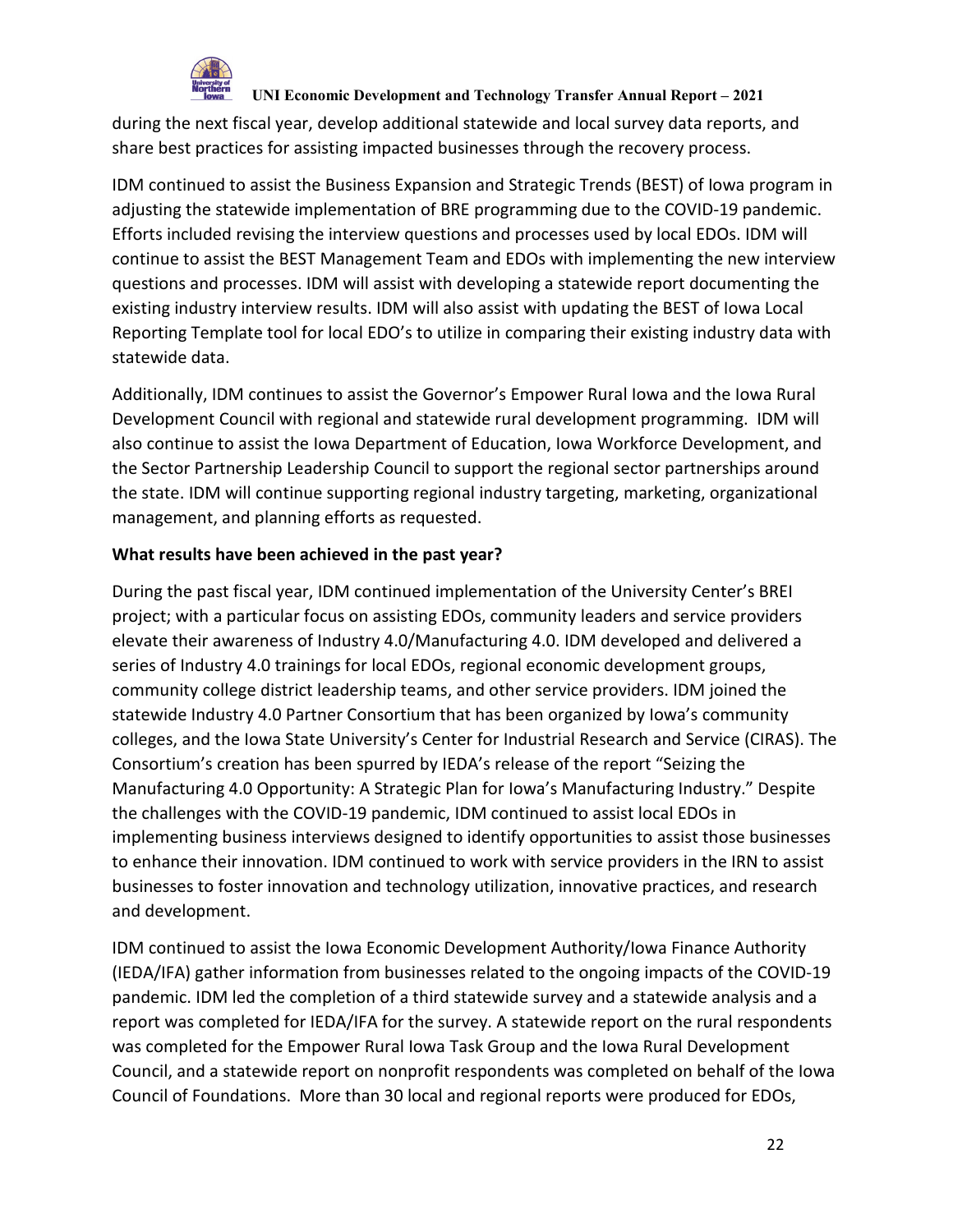during the next fiscal year, develop additional statewide and local survey data reports, and share best practices for assisting impacted businesses through the recovery process.

IDM continued to assist the Business Expansion and Strategic Trends (BEST) of Iowa program in adjusting the statewide implementation of BRE programming due to the COVID-19 pandemic. Efforts included revising the interview questions and processes used by local EDOs. IDM will continue to assist the BEST Management Team and EDOs with implementing the new interview questions and processes. IDM will assist with developing a statewide report documenting the existing industry interview results. IDM will also assist with updating the BEST of Iowa Local Reporting Template tool for local EDO's to utilize in comparing their existing industry data with statewide data.

Additionally, IDM continues to assist the Governor's Empower Rural Iowa and the Iowa Rural Development Council with regional and statewide rural development programming. IDM will also continue to assist the Iowa Department of Education, Iowa Workforce Development, and the Sector Partnership Leadership Council to support the regional sector partnerships around the state. IDM will continue supporting regional industry targeting, marketing, organizational management, and planning efforts as requested.

**What results have been achieved in the past year?**

During the past fiscal year, IDM continued implementation of the University Center's BREI project; with a particular focus on assisting EDOs, community leaders and service providers elevate their awareness of Industry 4.0/Manufacturing 4.0. IDM developed and delivered a series of Industry 4.0 trainings for local EDOs, regional economic development groups, community college district leadership teams, and other service providers. IDM joined the statewide Industry 4.0 Partner Consortium that has been organized by Iowa's community colleges, and the Iowa State University's Center for Industrial Research and Service (CIRAS). The Consortium's creation has been spurred by IEDA's release of the report "Seizing the Manufacturing 4.0 Opportunity: A Strategic Plan for Iowa's Manufacturing Industry." Despite the challenges with the COVID-19 pandemic, IDM continued to assist local EDOs in implementing business interviews designed to identify opportunities to assist those businesses to enhance their innovation. IDM continued to work with service providers in the IRN to assist businesses to foster innovation and technology utilization, innovative practices, and research and development.

IDM continued to assist the Iowa Economic Development Authority/Iowa Finance Authority (IEDA/IFA) gather information from businesses related to the ongoing impacts of the COVID-19 pandemic. IDM led the completion of a third statewide survey and a statewide analysis and a report was completed for IEDA/IFA for the survey. A statewide report on the rural respondents was completed for the Empower Rural Iowa Task Group and the Iowa Rural Development Council, and a statewide report on nonprofit respondents was completed on behalf of the Iowa Council of Foundations. More than 30 local and regional reports were produced for EDOs,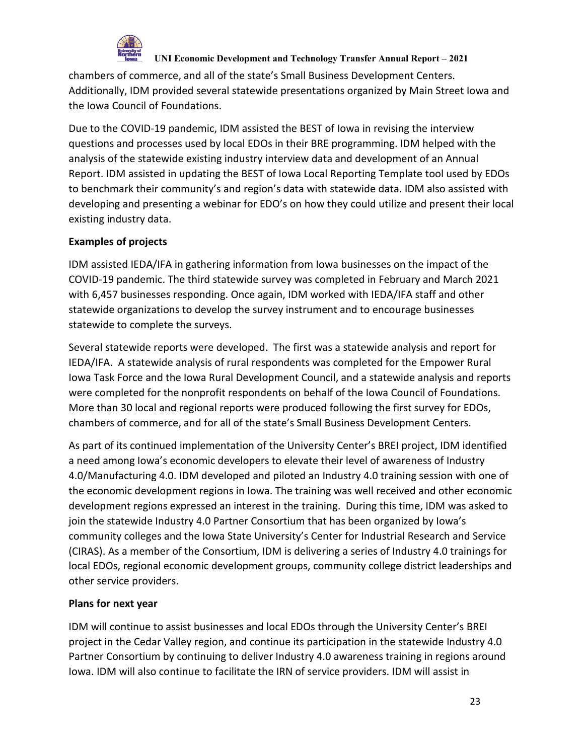chambers of commerce, and all of the state's Small Business Development Centers. Additionally, IDM provided several statewide presentations organized by Main Street Iowa and the Iowa Council of Foundations.

Due to the COVID-19 pandemic, IDM assisted the BEST of Iowa in revising the interview questions and processes used by local EDOs in their BRE programming. IDM helped with the analysis of the statewide existing industry interview data and development of an Annual Report. IDM assisted in updating the BEST of Iowa Local Reporting Template tool used by EDOs to benchmark their community's and region's data with statewide data. IDM also assisted with developing and presenting a webinar for EDO's on how they could utilize and present their local existing industry data.

**Examples of projects**

IDM assisted IEDA/IFA in gathering information from Iowa businesses on the impact of the COVID-19 pandemic. The third statewide survey was completed in February and March 2021 with 6,457 businesses responding. Once again, IDM worked with IEDA/IFA staff and other statewide organizations to develop the survey instrument and to encourage businesses statewide to complete the surveys.

Several statewide reports were developed. The first was a statewide analysis and report for IEDA/IFA. A statewide analysis of rural respondents was completed for the Empower Rural Iowa Task Force and the Iowa Rural Development Council, and a statewide analysis and reports were completed for the nonprofit respondents on behalf of the Iowa Council of Foundations. More than 30 local and regional reports were produced following the first survey for EDOs, chambers of commerce, and for all of the state's Small Business Development Centers.

As part of its continued implementation of the University Center's BREI project, IDM identified a need among Iowa's economic developers to elevate their level of awareness of Industry 4.0/Manufacturing 4.0. IDM developed and piloted an Industry 4.0 training session with one of the economic development regions in Iowa. The training was well received and other economic development regions expressed an interest in the training. During this time, IDM was asked to join the statewide Industry 4.0 Partner Consortium that has been organized by Iowa's community colleges and the Iowa State University's Center for Industrial Research and Service (CIRAS). As a member of the Consortium, IDM is delivering a series of Industry 4.0 trainings for local EDOs, regional economic development groups, community college district leaderships and other service providers.

**Plans for next year**

IDM will continue to assist businesses and local EDOs through the University Center's BREI project in the Cedar Valley region, and continue its participation in the statewide Industry 4.0 Partner Consortium by continuing to deliver Industry 4.0 awareness training in regions around Iowa. IDM will also continue to facilitate the IRN of service providers. IDM will assist in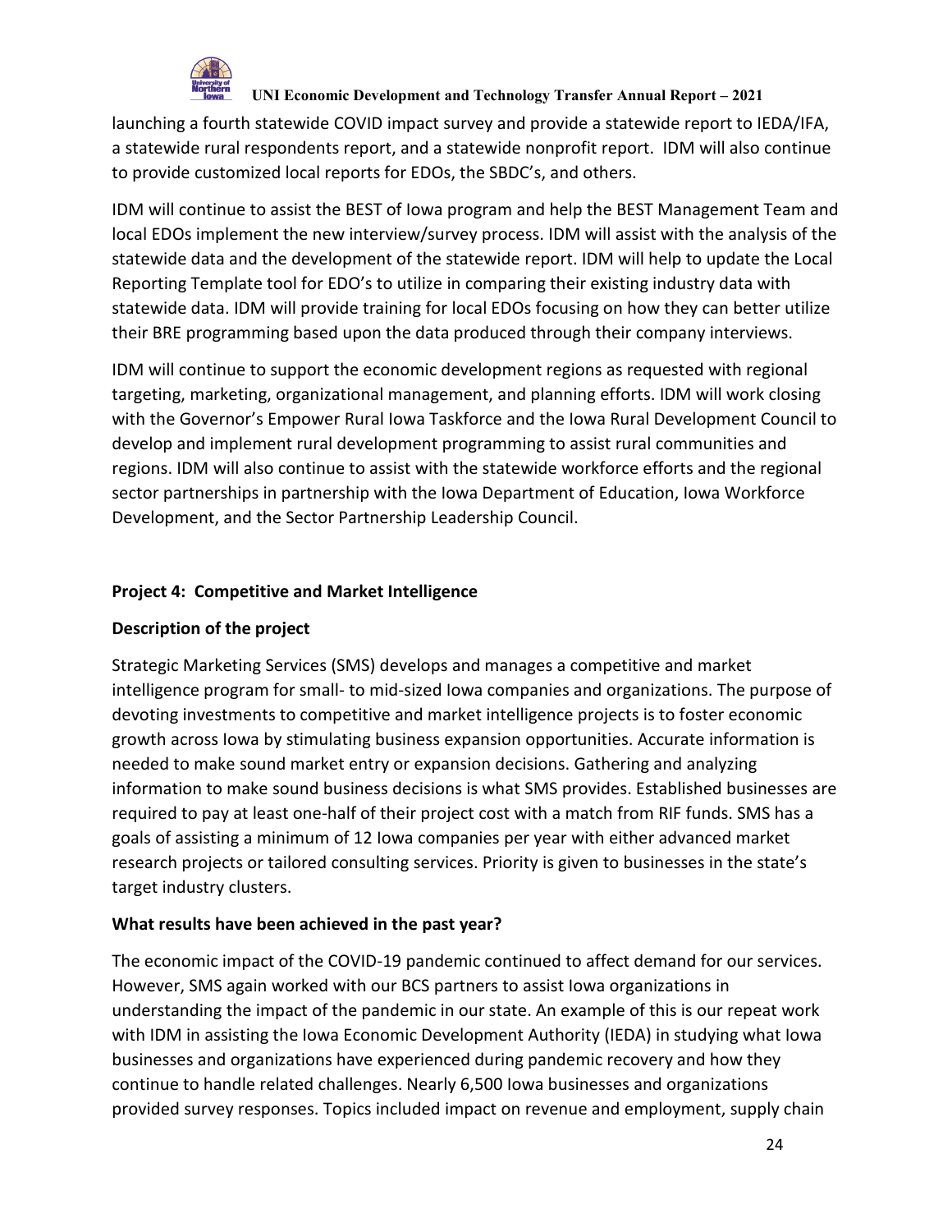launching a fourth statewide COVID impact survey and provide a statewide report to IEDA/IFA, a statewide rural respondents report, and a statewide nonprofit report. IDM will also continue to provide customized local reports for EDOs, the SBDC's, and others.

IDM will continue to assist the BEST of Iowa program and help the BEST Management Team and local EDOs implement the new interview/survey process. IDM will assist with the analysis of the statewide data and the development of the statewide report. IDM will help to update the Local Reporting Template tool for EDO's to utilize in comparing their existing industry data with statewide data. IDM will provide training for local EDOs focusing on how they can better utilize their BRE programming based upon the data produced through their company interviews.

IDM will continue to support the economic development regions as requested with regional targeting, marketing, organizational management, and planning efforts. IDM will work closing with the Governor's Empower Rural Iowa Taskforce and the Iowa Rural Development Council to develop and implement rural development programming to assist rural communities and regions. IDM will also continue to assist with the statewide workforce efforts and the regional sector partnerships in partnership with the Iowa Department of Education, Iowa Workforce Development, and the Sector Partnership Leadership Council.

**Project 4: Competitive and Market Intelligence**

**Description of the project**

Strategic Marketing Services (SMS) develops and manages a competitive and market intelligence program for small- to mid-sized Iowa companies and organizations. The purpose of devoting investments to competitive and market intelligence projects is to foster economic growth across Iowa by stimulating business expansion opportunities. Accurate information is needed to make sound market entry or expansion decisions. Gathering and analyzing information to make sound business decisions is what SMS provides. Established businesses are required to pay at least one-half of their project cost with a match from RIF funds. SMS has a goals of assisting a minimum of 12 Iowa companies per year with either advanced market research projects or tailored consulting services. Priority is given to businesses in the state's target industry clusters.

**What results have been achieved in the past year?**

The economic impact of the COVID-19 pandemic continued to affect demand for our services. However, SMS again worked with our BCS partners to assist Iowa organizations in understanding the impact of the pandemic in our state. An example of this is our repeat work with IDM in assisting the Iowa Economic Development Authority (IEDA) in studying what Iowa businesses and organizations have experienced during pandemic recovery and how they continue to handle related challenges. Nearly 6,500 Iowa businesses and organizations provided survey responses. Topics included impact on revenue and employment, supply chain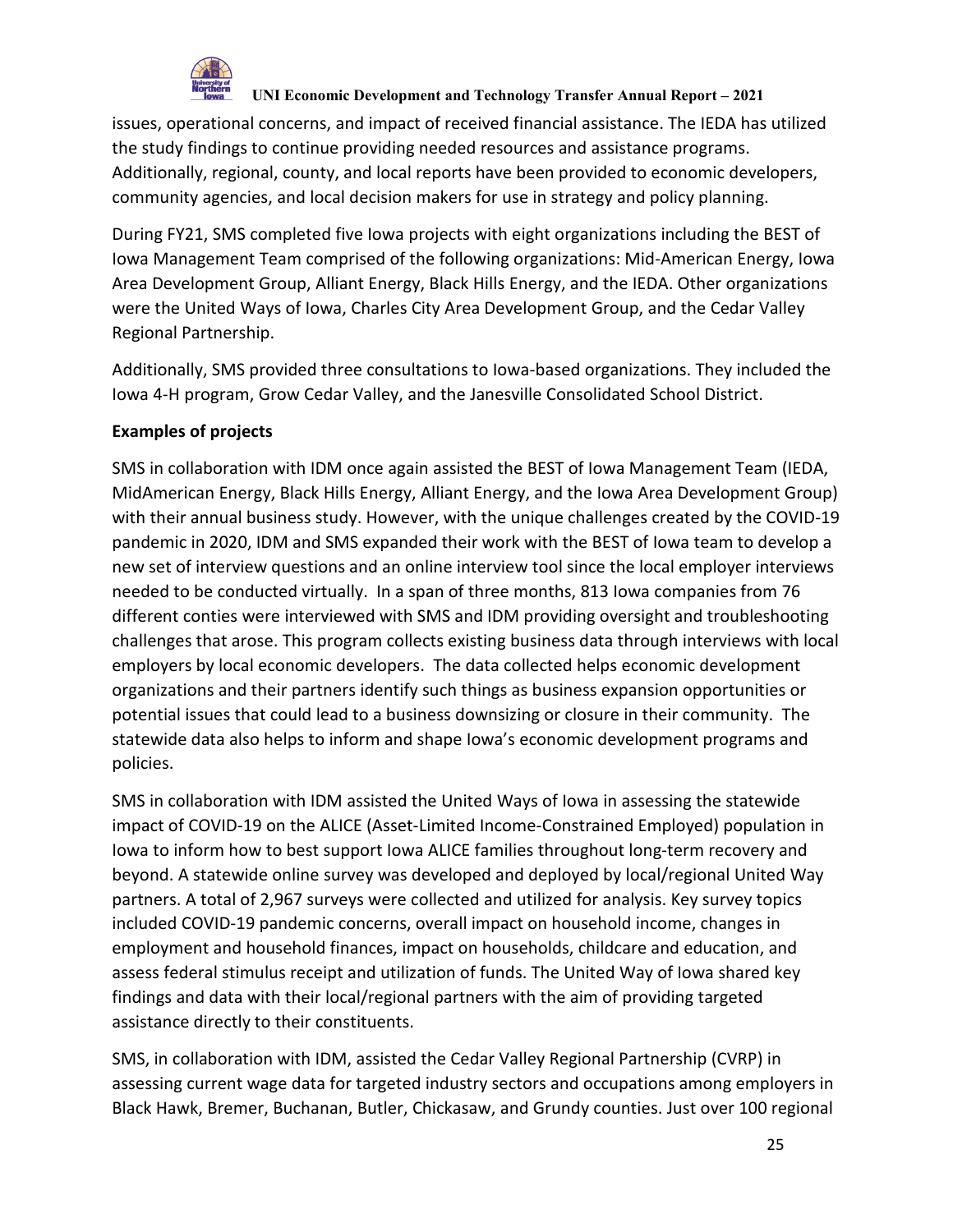issues, operational concerns, and impact of received financial assistance. The IEDA has utilized the study findings to continue providing needed resources and assistance programs. Additionally, regional, county, and local reports have been provided to economic developers, community agencies, and local decision makers for use in strategy and policy planning.

During FY21, SMS completed five Iowa projects with eight organizations including the BEST of Iowa Management Team comprised of the following organizations: Mid-American Energy, Iowa Area Development Group, Alliant Energy, Black Hills Energy, and the IEDA. Other organizations were the United Ways of Iowa, Charles City Area Development Group, and the Cedar Valley Regional Partnership.

Additionally, SMS provided three consultations to Iowa-based organizations. They included the Iowa 4-H program, Grow Cedar Valley, and the Janesville Consolidated School District.

**Examples of projects**

SMS in collaboration with IDM once again assisted the BEST of Iowa Management Team (IEDA, MidAmerican Energy, Black Hills Energy, Alliant Energy, and the Iowa Area Development Group) with their annual business study. However, with the unique challenges created by the COVID-19 pandemic in 2020, IDM and SMS expanded their work with the BEST of Iowa team to develop a new set of interview questions and an online interview tool since the local employer interviews needed to be conducted virtually. In a span of three months, 813 Iowa companies from 76 different conties were interviewed with SMS and IDM providing oversight and troubleshooting challenges that arose. This program collects existing business data through interviews with local employers by local economic developers. The data collected helps economic development organizations and their partners identify such things as business expansion opportunities or potential issues that could lead to a business downsizing or closure in their community. The statewide data also helps to inform and shape Iowa's economic development programs and policies.

SMS in collaboration with IDM assisted the United Ways of Iowa in assessing the statewide impact of COVID-19 on the ALICE (Asset-Limited Income-Constrained Employed) population in Iowa to inform how to best support Iowa ALICE families throughout long-term recovery and beyond. A statewide online survey was developed and deployed by local/regional United Way partners. A total of 2,967 surveys were collected and utilized for analysis. Key survey topics included COVID-19 pandemic concerns, overall impact on household income, changes in employment and household finances, impact on households, childcare and education, and assess federal stimulus receipt and utilization of funds. The United Way of Iowa shared key findings and data with their local/regional partners with the aim of providing targeted assistance directly to their constituents.

SMS, in collaboration with IDM, assisted the Cedar Valley Regional Partnership (CVRP) in assessing current wage data for targeted industry sectors and occupations among employers in Black Hawk, Bremer, Buchanan, Butler, Chickasaw, and Grundy counties. Just over 100 regional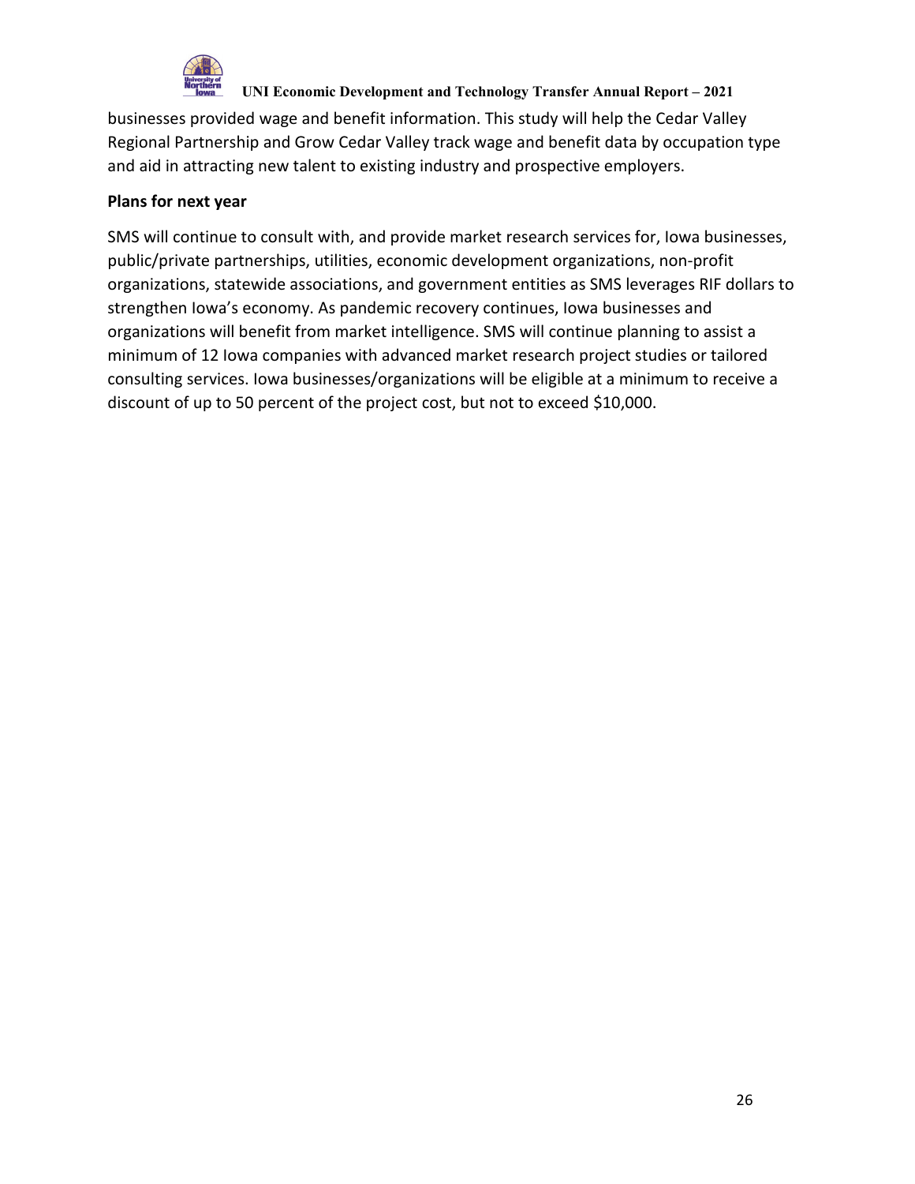businesses provided wage and benefit information. This study will help the Cedar Valley Regional Partnership and Grow Cedar Valley track wage and benefit data by occupation type and aid in attracting new talent to existing industry and prospective employers.

**Plans for next year**

SMS will continue to consult with, and provide market research services for, Iowa businesses, public/private partnerships, utilities, economic development organizations, non-profit organizations, statewide associations, and government entities as SMS leverages RIF dollars to strengthen Iowa's economy. As pandemic recovery continues, Iowa businesses and organizations will benefit from market intelligence. SMS will continue planning to assist a minimum of 12 Iowa companies with advanced market research project studies or tailored consulting services. Iowa businesses/organizations will be eligible at a minimum to receive a discount of up to 50 percent of the project cost, but not to exceed $10,000.